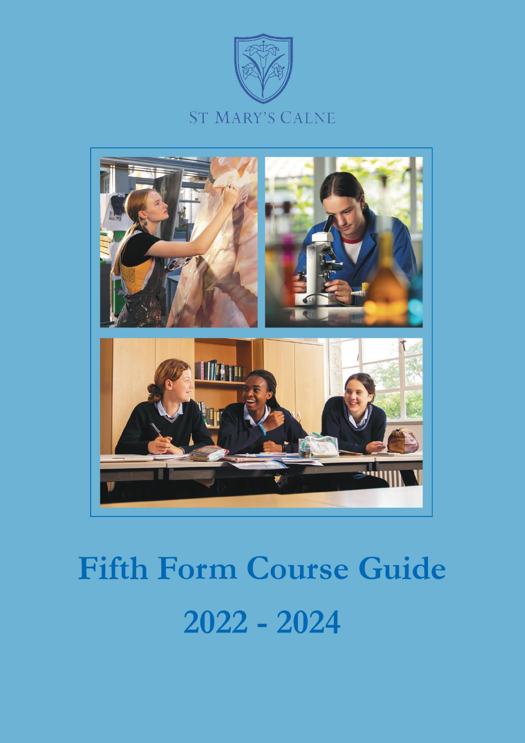ST MARY'S CALNE

# Fifth Form Course Guide

# 2022 - 2024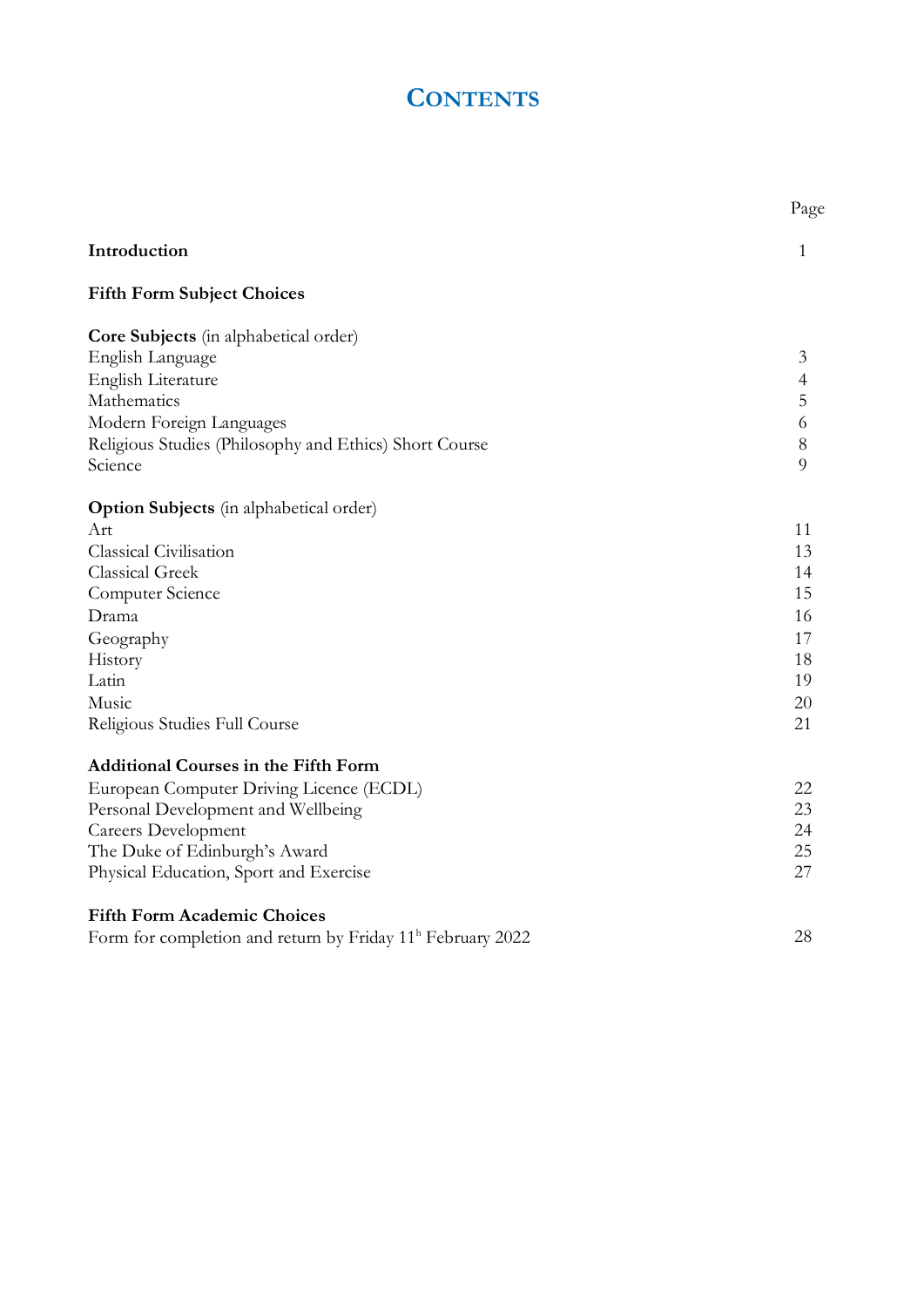# CONTENTS

| | Page |
|---|---|
| **Introduction** | 1 |
| **Fifth Form Subject Choices** | |
| **Core Subjects** (in alphabetical order) | |
| English Language | 3 |
| English Literature | 4 |
| Mathematics | 5 |
| Modern Foreign Languages | 6 |
| Religious Studies (Philosophy and Ethics) Short Course | 8 |
| Science | 9 |
| **Option Subjects** (in alphabetical order) | |
| Art | 11 |
| Classical Civilisation | 13 |
| Classical Greek | 14 |
| Computer Science | 15 |
| Drama | 16 |
| Geography | 17 |
| History | 18 |
| Latin | 19 |
| Music | 20 |
| Religious Studies Full Course | 21 |
| **Additional Courses in the Fifth Form** | |
| European Computer Driving Licence (ECDL) | 22 |
| Personal Development and Wellbeing | 23 |
| Careers Development | 24 |
| The Duke of Edinburgh's Award | 25 |
| Physical Education, Sport and Exercise | 27 |
| **Fifth Form Academic Choices** | |
| Form for completion and return by Friday 11h February 2022 | 28 |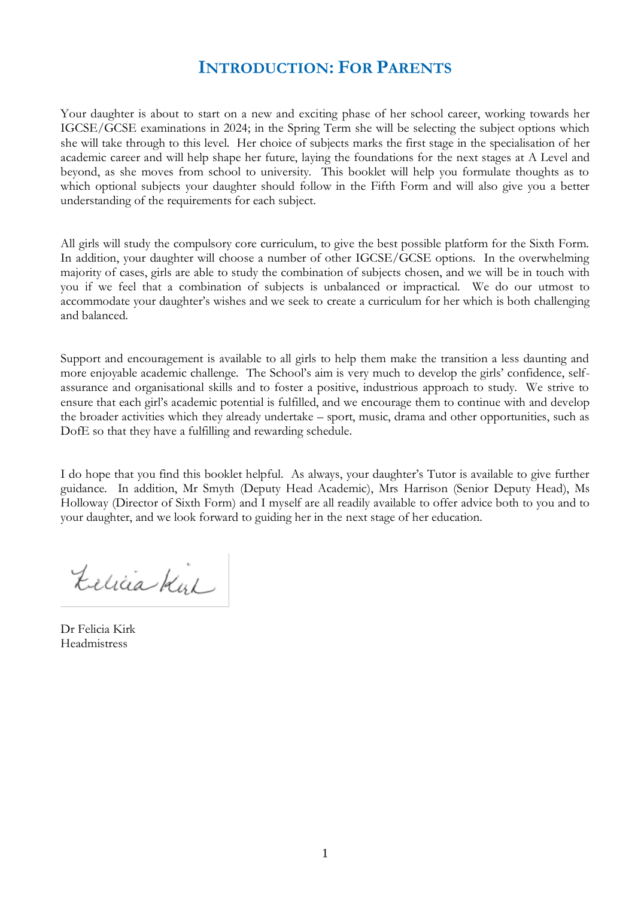# Introduction: For Parents

Your daughter is about to start on a new and exciting phase of her school career, working towards her IGCSE/GCSE examinations in 2024; in the Spring Term she will be selecting the subject options which she will take through to this level. Her choice of subjects marks the first stage in the specialisation of her academic career and will help shape her future, laying the foundations for the next stages at A Level and beyond, as she moves from school to university. This booklet will help you formulate thoughts as to which optional subjects your daughter should follow in the Fifth Form and will also give you a better understanding of the requirements for each subject.

All girls will study the compulsory core curriculum, to give the best possible platform for the Sixth Form. In addition, your daughter will choose a number of other IGCSE/GCSE options. In the overwhelming majority of cases, girls are able to study the combination of subjects chosen, and we will be in touch with you if we feel that a combination of subjects is unbalanced or impractical. We do our utmost to accommodate your daughter's wishes and we seek to create a curriculum for her which is both challenging and balanced.

Support and encouragement is available to all girls to help them make the transition a less daunting and more enjoyable academic challenge. The School's aim is very much to develop the girls' confidence, self-assurance and organisational skills and to foster a positive, industrious approach to study. We strive to ensure that each girl's academic potential is fulfilled, and we encourage them to continue with and develop the broader activities which they already undertake – sport, music, drama and other opportunities, such as DofE so that they have a fulfilling and rewarding schedule.

I do hope that you find this booklet helpful. As always, your daughter's Tutor is available to give further guidance. In addition, Mr Smyth (Deputy Head Academic), Mrs Harrison (Senior Deputy Head), Ms Holloway (Director of Sixth Form) and I myself are all readily available to offer advice both to you and to your daughter, and we look forward to guiding her in the next stage of her education.

Dr Felicia Kirk
Headmistress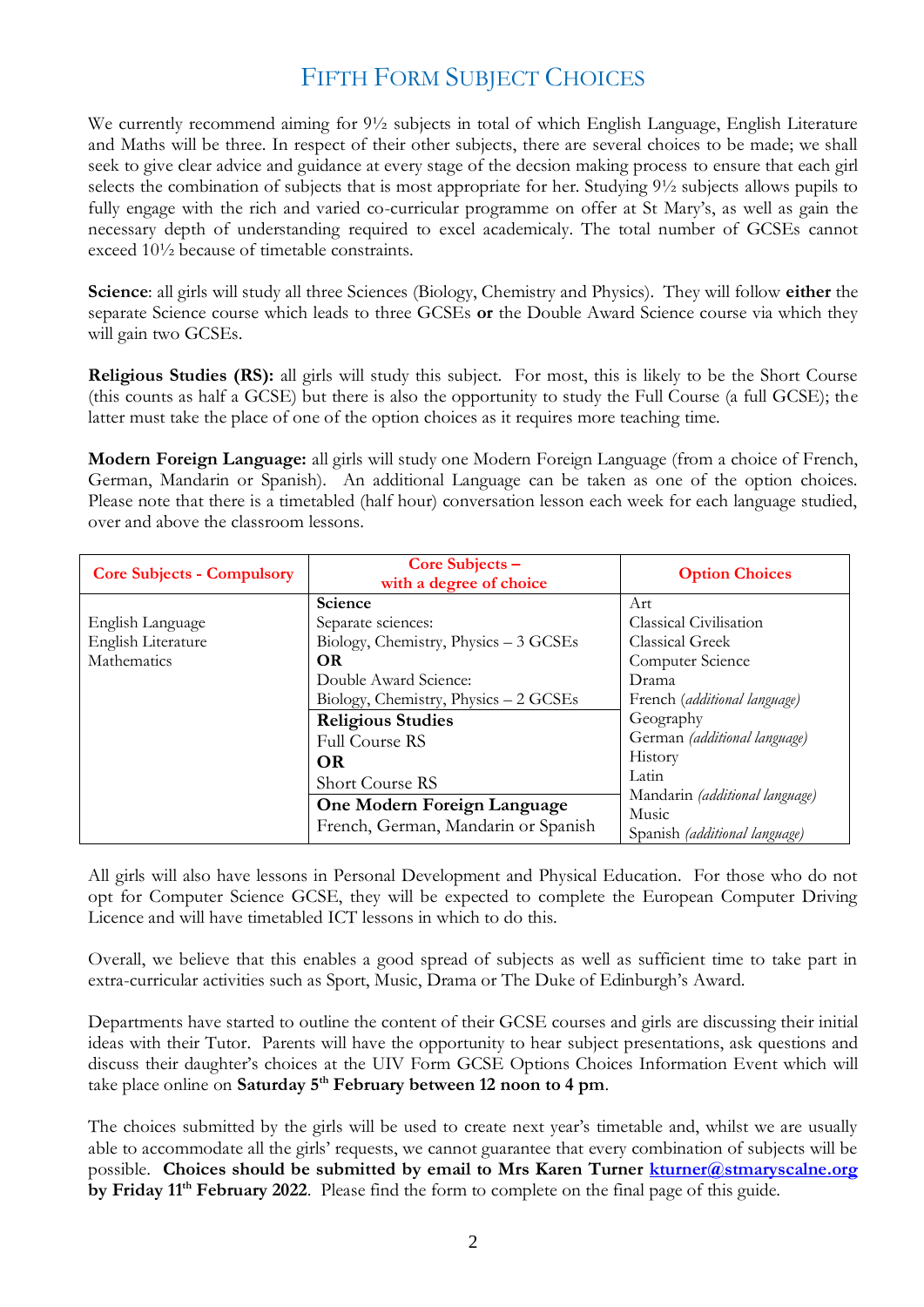# Fifth Form Subject Choices

We currently recommend aiming for 9½ subjects in total of which English Language, English Literature and Maths will be three. In respect of their other subjects, there are several choices to be made; we shall seek to give clear advice and guidance at every stage of the decsion making process to ensure that each girl selects the combination of subjects that is most appropriate for her. Studying 9½ subjects allows pupils to fully engage with the rich and varied co-curricular programme on offer at St Mary's, as well as gain the necessary depth of understanding required to excel academicaly. The total number of GCSEs cannot exceed 10½ because of timetable constraints.

**Science**: all girls will study all three Sciences (Biology, Chemistry and Physics). They will follow **either** the separate Science course which leads to three GCSEs **or** the Double Award Science course via which they will gain two GCSEs.

**Religious Studies (RS):** all girls will study this subject. For most, this is likely to be the Short Course (this counts as half a GCSE) but there is also the opportunity to study the Full Course (a full GCSE); the latter must take the place of one of the option choices as it requires more teaching time.

**Modern Foreign Language:** all girls will study one Modern Foreign Language (from a choice of French, German, Mandarin or Spanish). An additional Language can be taken as one of the option choices. Please note that there is a timetabled (half hour) conversation lesson each week for each language studied, over and above the classroom lessons.

| Core Subjects - Compulsory | Core Subjects – with a degree of choice | Option Choices |
|---|---|---|
| | **Science** | Art |
| English Language | Separate sciences: | Classical Civilisation |
| English Literature | Biology, Chemistry, Physics – 3 GCSEs | Classical Greek |
| Mathematics | **OR** | Computer Science |
| | Double Award Science: | Drama |
| | Biology, Chemistry, Physics – 2 GCSEs | French *(additional language)* |
| | **Religious Studies** | Geography |
| | Full Course RS | German *(additional language)* |
| | **OR** | History |
| | Short Course RS | Latin |
| | **One Modern Foreign Language** | Mandarin *(additional language)* |
| | French, German, Mandarin or Spanish | Music |
| | | Spanish *(additional language)* |

All girls will also have lessons in Personal Development and Physical Education. For those who do not opt for Computer Science GCSE, they will be expected to complete the European Computer Driving Licence and will have timetabled ICT lessons in which to do this.

Overall, we believe that this enables a good spread of subjects as well as sufficient time to take part in extra-curricular activities such as Sport, Music, Drama or The Duke of Edinburgh's Award.

Departments have started to outline the content of their GCSE courses and girls are discussing their initial ideas with their Tutor. Parents will have the opportunity to hear subject presentations, ask questions and discuss their daughter's choices at the UIV Form GCSE Options Choices Information Event which will take place online on **Saturday 5th February between 12 noon to 4 pm**.

The choices submitted by the girls will be used to create next year's timetable and, whilst we are usually able to accommodate all the girls' requests, we cannot guarantee that every combination of subjects will be possible. **Choices should be submitted by email to Mrs Karen Turner [kturner@stmaryscalne.org](mailto:kturner@stmaryscalne.org) by Friday 11th February 2022**. Please find the form to complete on the final page of this guide.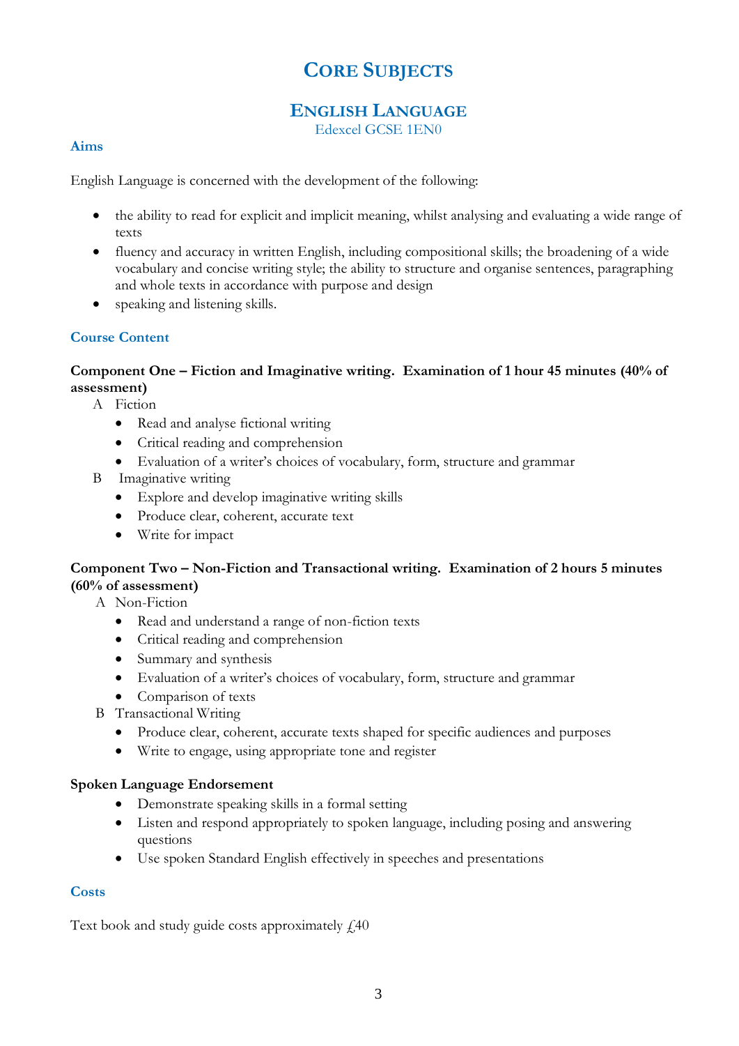# Core Subjects

## English Language

Edexcel GCSE 1EN0

### Aims

English Language is concerned with the development of the following:

- the ability to read for explicit and implicit meaning, whilst analysing and evaluating a wide range of texts
- fluency and accuracy in written English, including compositional skills; the broadening of a wide vocabulary and concise writing style; the ability to structure and organise sentences, paragraphing and whole texts in accordance with purpose and design
- speaking and listening skills.

### Course Content

**Component One – Fiction and Imaginative writing. Examination of 1 hour 45 minutes (40% of assessment)**

A Fiction
- Read and analyse fictional writing
- Critical reading and comprehension
- Evaluation of a writer's choices of vocabulary, form, structure and grammar

B Imaginative writing
- Explore and develop imaginative writing skills
- Produce clear, coherent, accurate text
- Write for impact

**Component Two – Non-Fiction and Transactional writing. Examination of 2 hours 5 minutes (60% of assessment)**

A Non-Fiction
- Read and understand a range of non-fiction texts
- Critical reading and comprehension
- Summary and synthesis
- Evaluation of a writer's choices of vocabulary, form, structure and grammar
- Comparison of texts

B Transactional Writing
- Produce clear, coherent, accurate texts shaped for specific audiences and purposes
- Write to engage, using appropriate tone and register

**Spoken Language Endorsement**

- Demonstrate speaking skills in a formal setting
- Listen and respond appropriately to spoken language, including posing and answering questions
- Use spoken Standard English effectively in speeches and presentations

### Costs

Text book and study guide costs approximately £40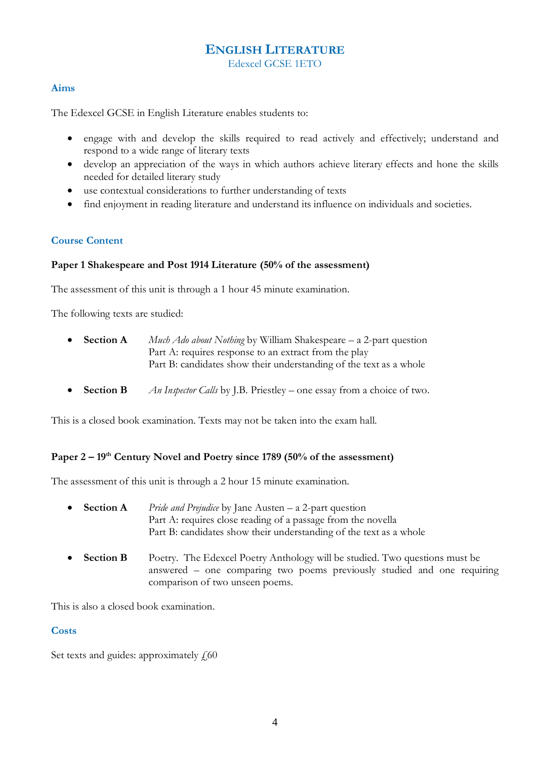# ENGLISH LITERATURE

Edexcel GCSE 1ETO

## Aims

The Edexcel GCSE in English Literature enables students to:

- engage with and develop the skills required to read actively and effectively; understand and respond to a wide range of literary texts
- develop an appreciation of the ways in which authors achieve literary effects and hone the skills needed for detailed literary study
- use contextual considerations to further understanding of texts
- find enjoyment in reading literature and understand its influence on individuals and societies.

## Course Content

### Paper 1 Shakespeare and Post 1914 Literature (50% of the assessment)

The assessment of this unit is through a 1 hour 45 minute examination.

The following texts are studied:

- **Section A** *Much Ado about Nothing* by William Shakespeare – a 2-part question
  Part A: requires response to an extract from the play
  Part B: candidates show their understanding of the text as a whole

- **Section B** *An Inspector Calls* by J.B. Priestley – one essay from a choice of two.

This is a closed book examination. Texts may not be taken into the exam hall.

### Paper 2 – 19th Century Novel and Poetry since 1789 (50% of the assessment)

The assessment of this unit is through a 2 hour 15 minute examination.

- **Section A** *Pride and Prejudice* by Jane Austen – a 2-part question
  Part A: requires close reading of a passage from the novella
  Part B: candidates show their understanding of the text as a whole

- **Section B** Poetry. The Edexcel Poetry Anthology will be studied. Two questions must be answered – one comparing two poems previously studied and one requiring comparison of two unseen poems.

This is also a closed book examination.

## Costs

Set texts and guides: approximately £60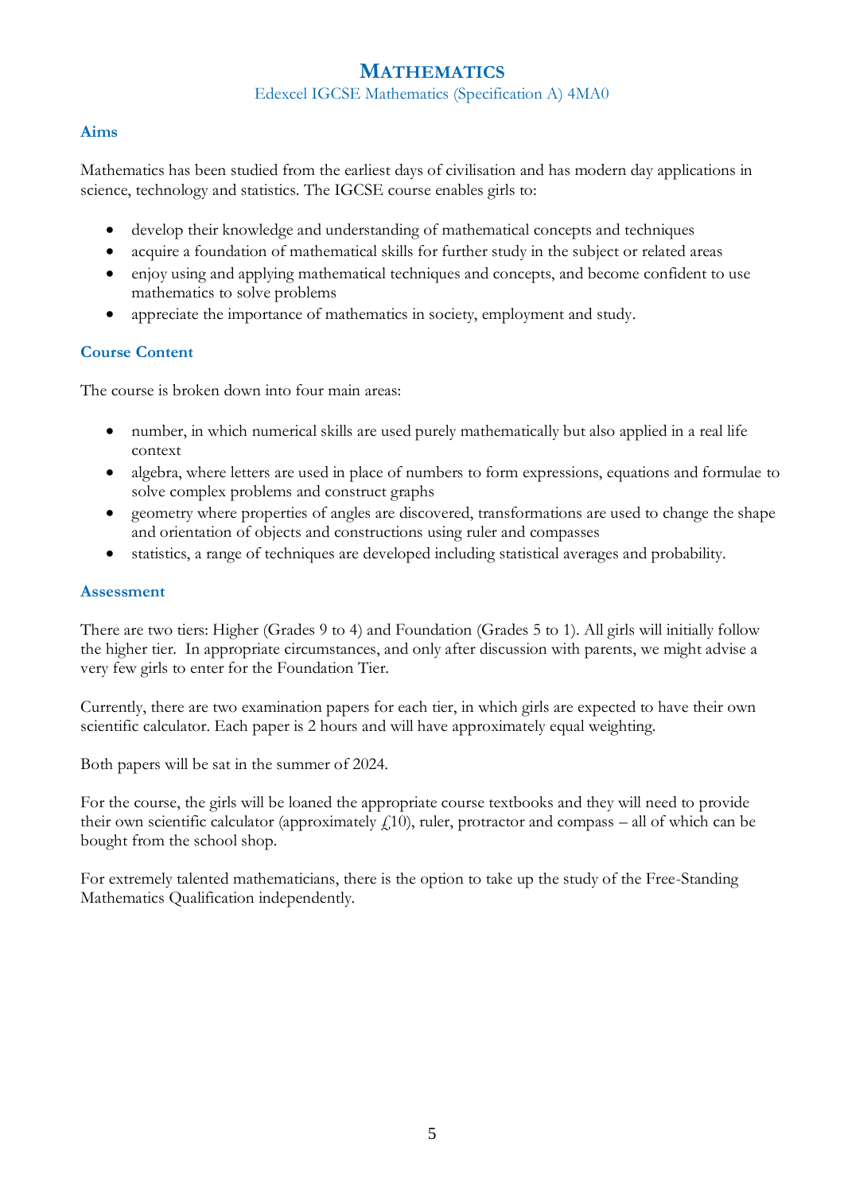# MATHEMATICS

Edexcel IGCSE Mathematics (Specification A) 4MA0

## Aims

Mathematics has been studied from the earliest days of civilisation and has modern day applications in science, technology and statistics. The IGCSE course enables girls to:

- develop their knowledge and understanding of mathematical concepts and techniques
- acquire a foundation of mathematical skills for further study in the subject or related areas
- enjoy using and applying mathematical techniques and concepts, and become confident to use mathematics to solve problems
- appreciate the importance of mathematics in society, employment and study.

## Course Content

The course is broken down into four main areas:

- number, in which numerical skills are used purely mathematically but also applied in a real life context
- algebra, where letters are used in place of numbers to form expressions, equations and formulae to solve complex problems and construct graphs
- geometry where properties of angles are discovered, transformations are used to change the shape and orientation of objects and constructions using ruler and compasses
- statistics, a range of techniques are developed including statistical averages and probability.

## Assessment

There are two tiers: Higher (Grades 9 to 4) and Foundation (Grades 5 to 1). All girls will initially follow the higher tier. In appropriate circumstances, and only after discussion with parents, we might advise a very few girls to enter for the Foundation Tier.

Currently, there are two examination papers for each tier, in which girls are expected to have their own scientific calculator. Each paper is 2 hours and will have approximately equal weighting.

Both papers will be sat in the summer of 2024.

For the course, the girls will be loaned the appropriate course textbooks and they will need to provide their own scientific calculator (approximately £10), ruler, protractor and compass – all of which can be bought from the school shop.

For extremely talented mathematicians, there is the option to take up the study of the Free-Standing Mathematics Qualification independently.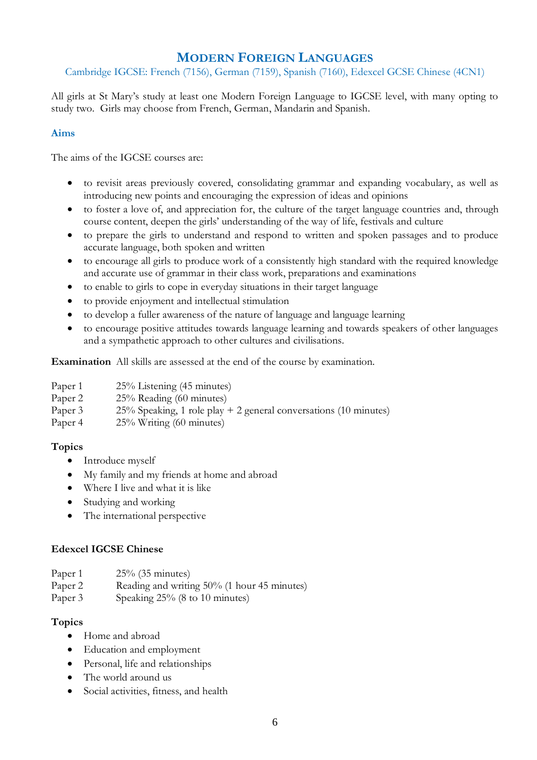# Modern Foreign Languages

Cambridge IGCSE: French (7156), German (7159), Spanish (7160), Edexcel GCSE Chinese (4CN1)

All girls at St Mary's study at least one Modern Foreign Language to IGCSE level, with many opting to study two. Girls may choose from French, German, Mandarin and Spanish.

### Aims

The aims of the IGCSE courses are:

- to revisit areas previously covered, consolidating grammar and expanding vocabulary, as well as introducing new points and encouraging the expression of ideas and opinions
- to foster a love of, and appreciation for, the culture of the target language countries and, through course content, deepen the girls' understanding of the way of life, festivals and culture
- to prepare the girls to understand and respond to written and spoken passages and to produce accurate language, both spoken and written
- to encourage all girls to produce work of a consistently high standard with the required knowledge and accurate use of grammar in their class work, preparations and examinations
- to enable to girls to cope in everyday situations in their target language
- to provide enjoyment and intellectual stimulation
- to develop a fuller awareness of the nature of language and language learning
- to encourage positive attitudes towards language learning and towards speakers of other languages and a sympathetic approach to other cultures and civilisations.

**Examination** All skills are assessed at the end of the course by examination.

Paper 1 25% Listening (45 minutes)
Paper 2 25% Reading (60 minutes)
Paper 3 25% Speaking, 1 role play + 2 general conversations (10 minutes)
Paper 4 25% Writing (60 minutes)

**Topics**

- Introduce myself
- My family and my friends at home and abroad
- Where I live and what it is like
- Studying and working
- The international perspective

**Edexcel IGCSE Chinese**

Paper 1 25% (35 minutes)
Paper 2 Reading and writing 50% (1 hour 45 minutes)
Paper 3 Speaking 25% (8 to 10 minutes)

**Topics**

- Home and abroad
- Education and employment
- Personal, life and relationships
- The world around us
- Social activities, fitness, and health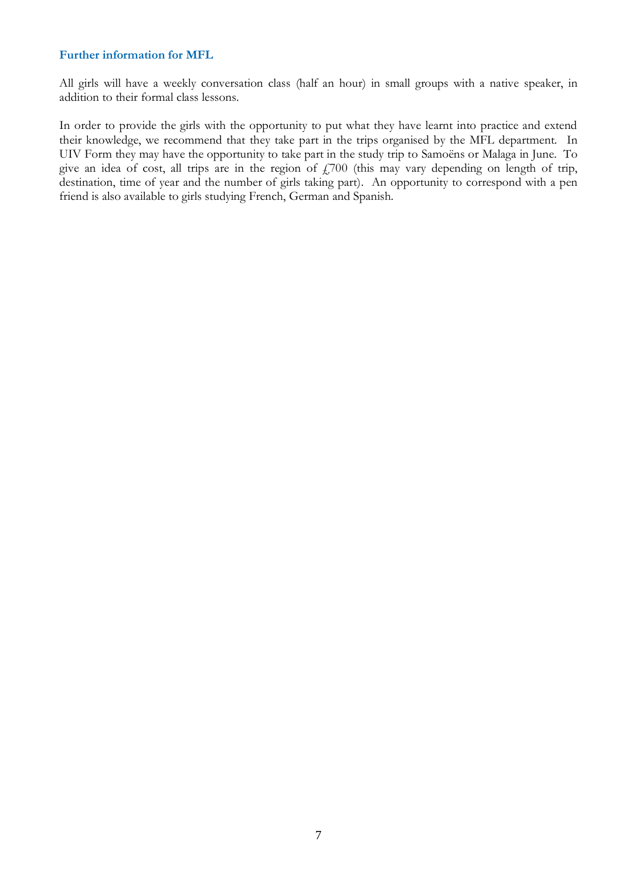### Further information for MFL

All girls will have a weekly conversation class (half an hour) in small groups with a native speaker, in addition to their formal class lessons.

In order to provide the girls with the opportunity to put what they have learnt into practice and extend their knowledge, we recommend that they take part in the trips organised by the MFL department. In UIV Form they may have the opportunity to take part in the study trip to Samoëns or Malaga in June. To give an idea of cost, all trips are in the region of £700 (this may vary depending on length of trip, destination, time of year and the number of girls taking part). An opportunity to correspond with a pen friend is also available to girls studying French, German and Spanish.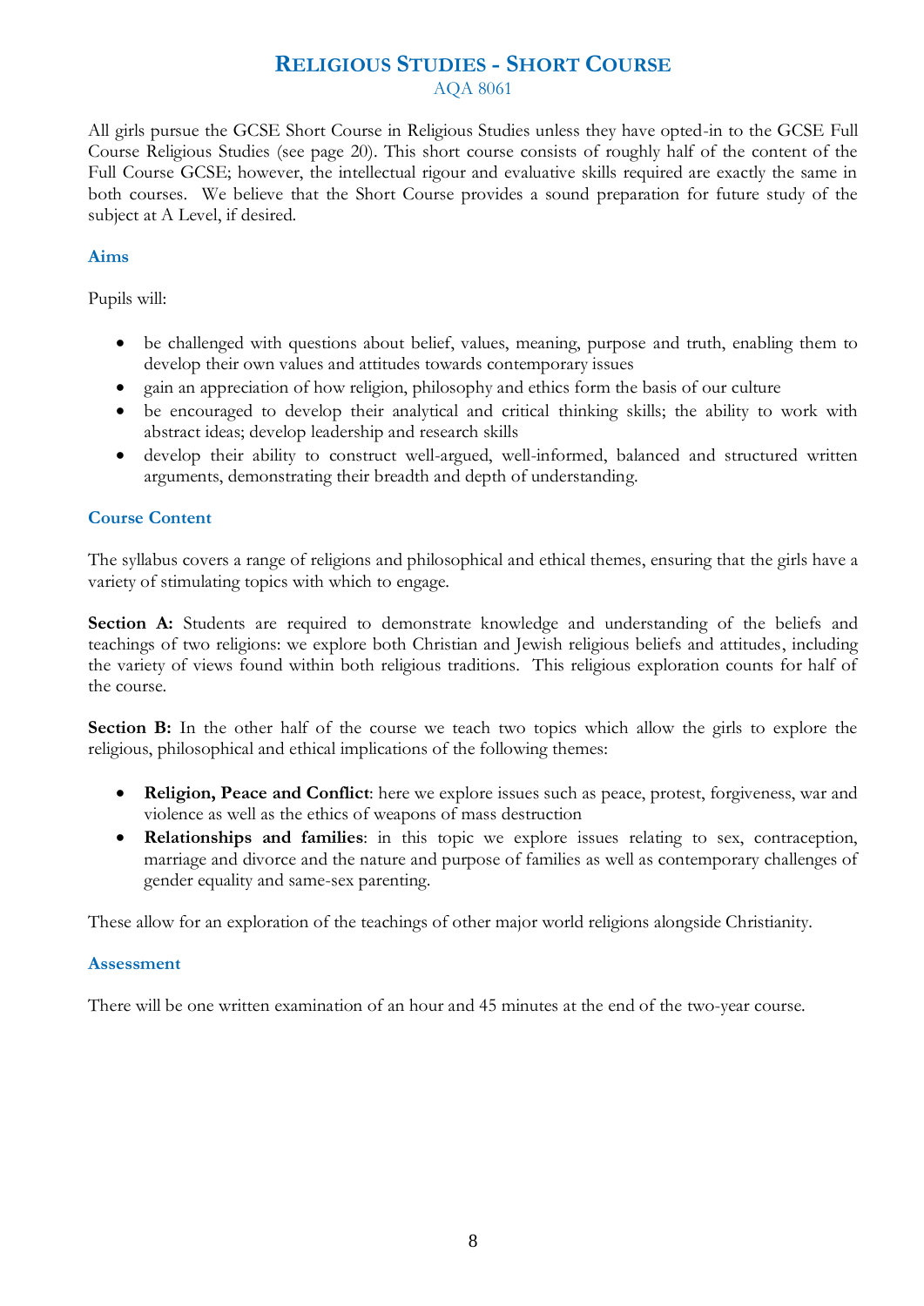# Religious Studies - Short Course

AQA 8061

All girls pursue the GCSE Short Course in Religious Studies unless they have opted-in to the GCSE Full Course Religious Studies (see page 20). This short course consists of roughly half of the content of the Full Course GCSE; however, the intellectual rigour and evaluative skills required are exactly the same in both courses. We believe that the Short Course provides a sound preparation for future study of the subject at A Level, if desired.

## Aims

Pupils will:

- be challenged with questions about belief, values, meaning, purpose and truth, enabling them to develop their own values and attitudes towards contemporary issues
- gain an appreciation of how religion, philosophy and ethics form the basis of our culture
- be encouraged to develop their analytical and critical thinking skills; the ability to work with abstract ideas; develop leadership and research skills
- develop their ability to construct well-argued, well-informed, balanced and structured written arguments, demonstrating their breadth and depth of understanding.

## Course Content

The syllabus covers a range of religions and philosophical and ethical themes, ensuring that the girls have a variety of stimulating topics with which to engage.

**Section A:** Students are required to demonstrate knowledge and understanding of the beliefs and teachings of two religions: we explore both Christian and Jewish religious beliefs and attitudes, including the variety of views found within both religious traditions. This religious exploration counts for half of the course.

**Section B:** In the other half of the course we teach two topics which allow the girls to explore the religious, philosophical and ethical implications of the following themes:

- **Religion, Peace and Conflict**: here we explore issues such as peace, protest, forgiveness, war and violence as well as the ethics of weapons of mass destruction
- **Relationships and families**: in this topic we explore issues relating to sex, contraception, marriage and divorce and the nature and purpose of families as well as contemporary challenges of gender equality and same-sex parenting.

These allow for an exploration of the teachings of other major world religions alongside Christianity.

## Assessment

There will be one written examination of an hour and 45 minutes at the end of the two-year course.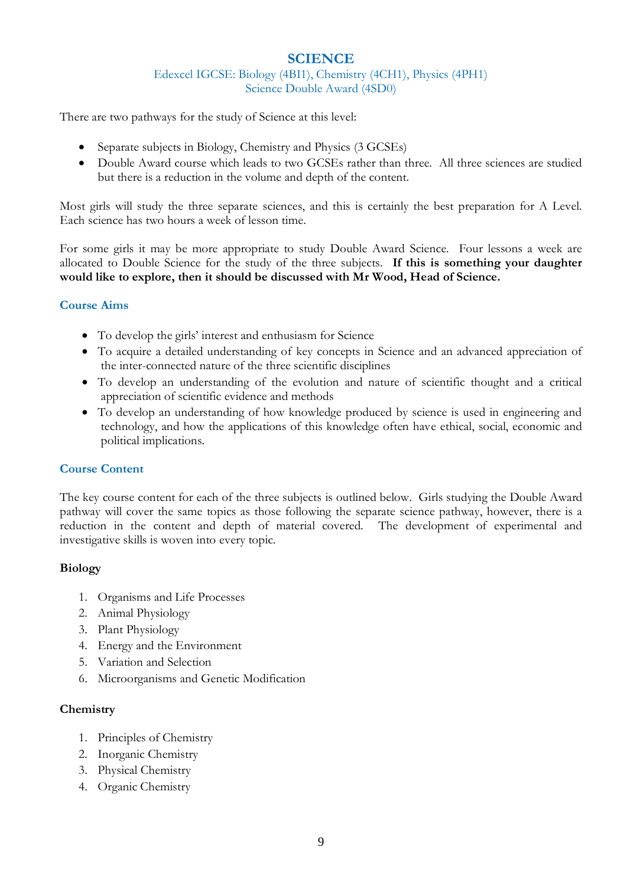# SCIENCE

Edexcel IGCSE: Biology (4BI1), Chemistry (4CH1), Physics (4PH1)
Science Double Award (4SD0)

There are two pathways for the study of Science at this level:

- Separate subjects in Biology, Chemistry and Physics (3 GCSEs)
- Double Award course which leads to two GCSEs rather than three. All three sciences are studied but there is a reduction in the volume and depth of the content.

Most girls will study the three separate sciences, and this is certainly the best preparation for A Level. Each science has two hours a week of lesson time.

For some girls it may be more appropriate to study Double Award Science. Four lessons a week are allocated to Double Science for the study of the three subjects. **If this is something your daughter would like to explore, then it should be discussed with Mr Wood, Head of Science.**

## Course Aims

- To develop the girls' interest and enthusiasm for Science
- To acquire a detailed understanding of key concepts in Science and an advanced appreciation of the inter-connected nature of the three scientific disciplines
- To develop an understanding of the evolution and nature of scientific thought and a critical appreciation of scientific evidence and methods
- To develop an understanding of how knowledge produced by science is used in engineering and technology, and how the applications of this knowledge often have ethical, social, economic and political implications.

## Course Content

The key course content for each of the three subjects is outlined below. Girls studying the Double Award pathway will cover the same topics as those following the separate science pathway, however, there is a reduction in the content and depth of material covered. The development of experimental and investigative skills is woven into every topic.

### Biology

1. Organisms and Life Processes
2. Animal Physiology
3. Plant Physiology
4. Energy and the Environment
5. Variation and Selection
6. Microorganisms and Genetic Modification

### Chemistry

1. Principles of Chemistry
2. Inorganic Chemistry
3. Physical Chemistry
4. Organic Chemistry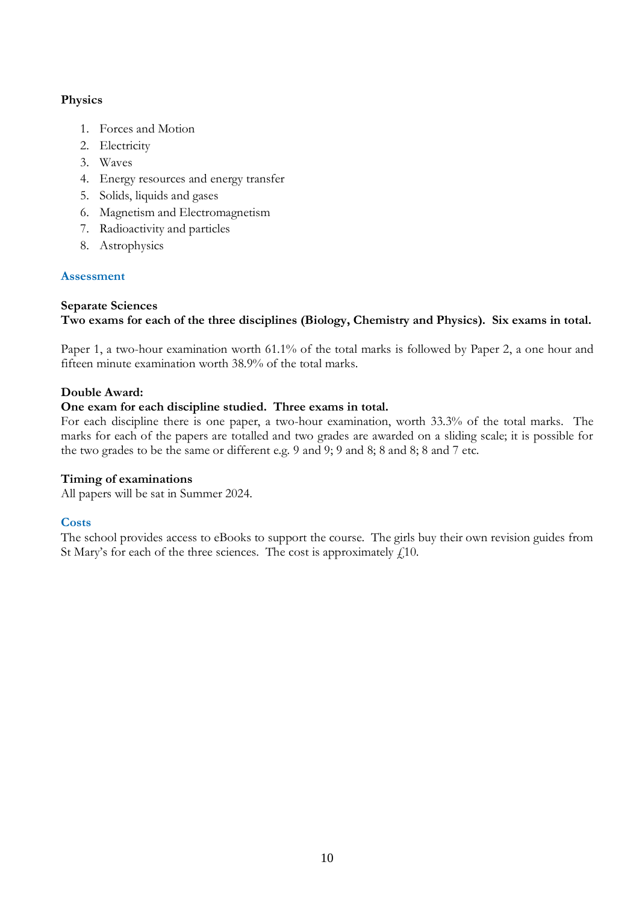**Physics**

1. Forces and Motion
2. Electricity
3. Waves
4. Energy resources and energy transfer
5. Solids, liquids and gases
6. Magnetism and Electromagnetism
7. Radioactivity and particles
8. Astrophysics

## Assessment

**Separate Sciences**
**Two exams for each of the three disciplines (Biology, Chemistry and Physics). Six exams in total.**

Paper 1, a two-hour examination worth 61.1% of the total marks is followed by Paper 2, a one hour and fifteen minute examination worth 38.9% of the total marks.

**Double Award:**
**One exam for each discipline studied. Three exams in total.**
For each discipline there is one paper, a two-hour examination, worth 33.3% of the total marks. The marks for each of the papers are totalled and two grades are awarded on a sliding scale; it is possible for the two grades to be the same or different e.g. 9 and 9; 9 and 8; 8 and 8; 8 and 7 etc.

**Timing of examinations**
All papers will be sat in Summer 2024.

## Costs

The school provides access to eBooks to support the course. The girls buy their own revision guides from St Mary's for each of the three sciences. The cost is approximately £10.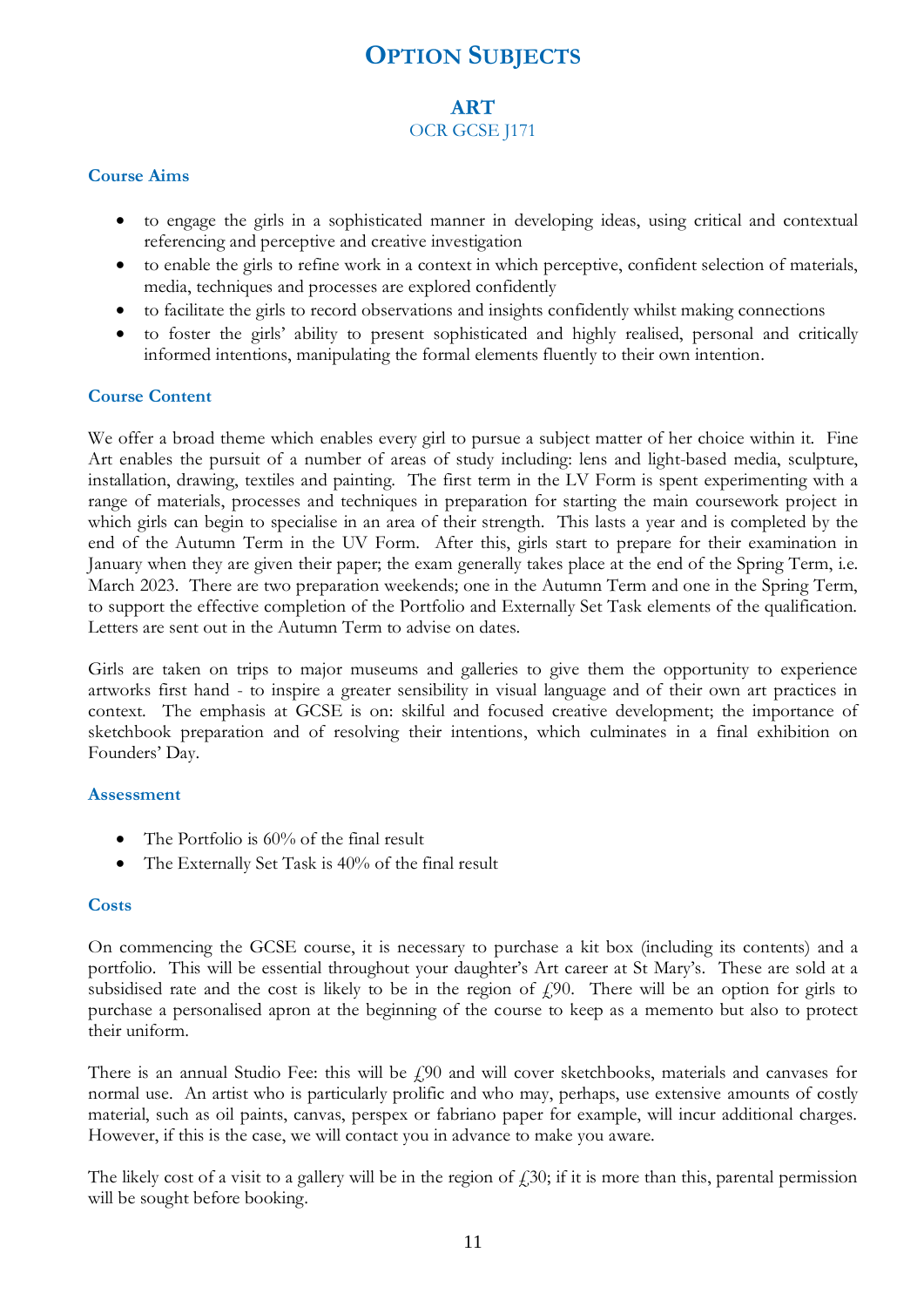# Option Subjects

## ART

OCR GCSE J171

### Course Aims

- to engage the girls in a sophisticated manner in developing ideas, using critical and contextual referencing and perceptive and creative investigation
- to enable the girls to refine work in a context in which perceptive, confident selection of materials, media, techniques and processes are explored confidently
- to facilitate the girls to record observations and insights confidently whilst making connections
- to foster the girls' ability to present sophisticated and highly realised, personal and critically informed intentions, manipulating the formal elements fluently to their own intention.

### Course Content

We offer a broad theme which enables every girl to pursue a subject matter of her choice within it. Fine Art enables the pursuit of a number of areas of study including: lens and light-based media, sculpture, installation, drawing, textiles and painting. The first term in the LV Form is spent experimenting with a range of materials, processes and techniques in preparation for starting the main coursework project in which girls can begin to specialise in an area of their strength. This lasts a year and is completed by the end of the Autumn Term in the UV Form. After this, girls start to prepare for their examination in January when they are given their paper; the exam generally takes place at the end of the Spring Term, i.e. March 2023. There are two preparation weekends; one in the Autumn Term and one in the Spring Term, to support the effective completion of the Portfolio and Externally Set Task elements of the qualification. Letters are sent out in the Autumn Term to advise on dates.

Girls are taken on trips to major museums and galleries to give them the opportunity to experience artworks first hand - to inspire a greater sensibility in visual language and of their own art practices in context. The emphasis at GCSE is on: skilful and focused creative development; the importance of sketchbook preparation and of resolving their intentions, which culminates in a final exhibition on Founders' Day.

### Assessment

- The Portfolio is 60% of the final result
- The Externally Set Task is 40% of the final result

### Costs

On commencing the GCSE course, it is necessary to purchase a kit box (including its contents) and a portfolio. This will be essential throughout your daughter's Art career at St Mary's. These are sold at a subsidised rate and the cost is likely to be in the region of £90. There will be an option for girls to purchase a personalised apron at the beginning of the course to keep as a memento but also to protect their uniform.

There is an annual Studio Fee: this will be £90 and will cover sketchbooks, materials and canvases for normal use. An artist who is particularly prolific and who may, perhaps, use extensive amounts of costly material, such as oil paints, canvas, perspex or fabriano paper for example, will incur additional charges. However, if this is the case, we will contact you in advance to make you aware.

The likely cost of a visit to a gallery will be in the region of £30; if it is more than this, parental permission will be sought before booking.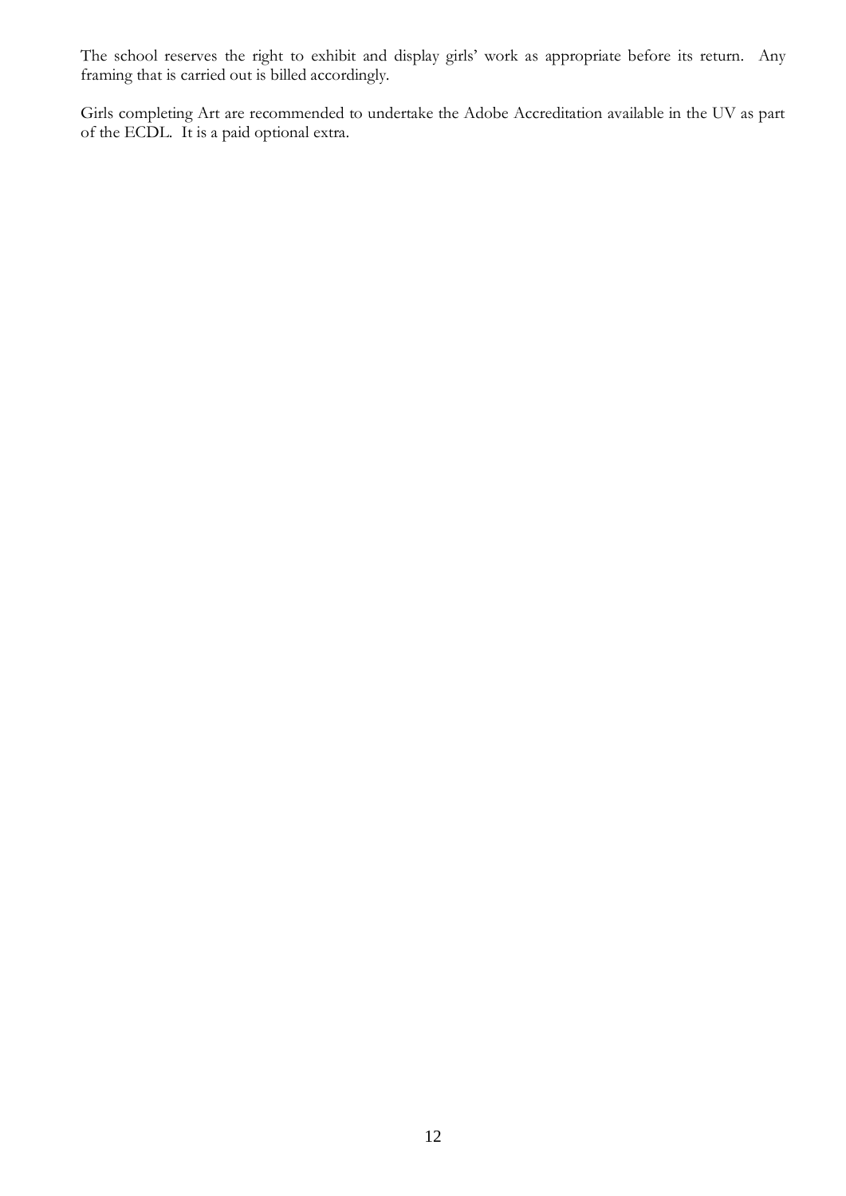The school reserves the right to exhibit and display girls' work as appropriate before its return. Any framing that is carried out is billed accordingly.

Girls completing Art are recommended to undertake the Adobe Accreditation available in the UV as part of the ECDL. It is a paid optional extra.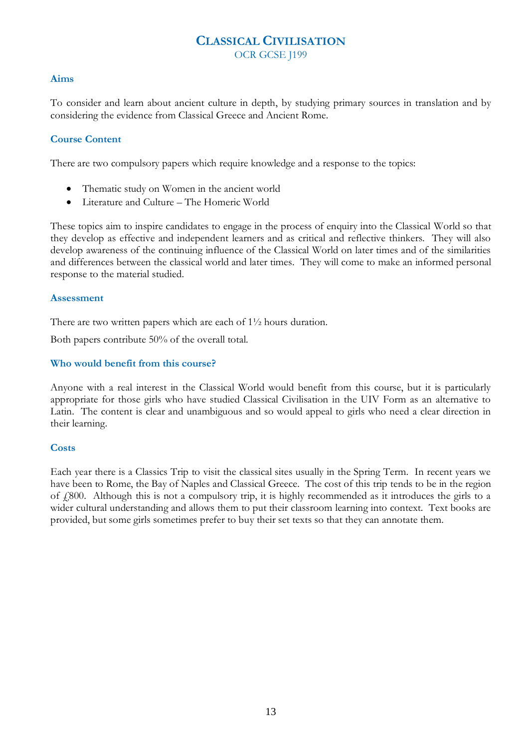# CLASSICAL CIVILISATION

OCR GCSE J199

## Aims

To consider and learn about ancient culture in depth, by studying primary sources in translation and by considering the evidence from Classical Greece and Ancient Rome.

## Course Content

There are two compulsory papers which require knowledge and a response to the topics:

- Thematic study on Women in the ancient world
- Literature and Culture – The Homeric World

These topics aim to inspire candidates to engage in the process of enquiry into the Classical World so that they develop as effective and independent learners and as critical and reflective thinkers. They will also develop awareness of the continuing influence of the Classical World on later times and of the similarities and differences between the classical world and later times. They will come to make an informed personal response to the material studied.

## Assessment

There are two written papers which are each of 1½ hours duration.

Both papers contribute 50% of the overall total.

## Who would benefit from this course?

Anyone with a real interest in the Classical World would benefit from this course, but it is particularly appropriate for those girls who have studied Classical Civilisation in the UIV Form as an alternative to Latin. The content is clear and unambiguous and so would appeal to girls who need a clear direction in their learning.

## Costs

Each year there is a Classics Trip to visit the classical sites usually in the Spring Term. In recent years we have been to Rome, the Bay of Naples and Classical Greece. The cost of this trip tends to be in the region of £800. Although this is not a compulsory trip, it is highly recommended as it introduces the girls to a wider cultural understanding and allows them to put their classroom learning into context. Text books are provided, but some girls sometimes prefer to buy their set texts so that they can annotate them.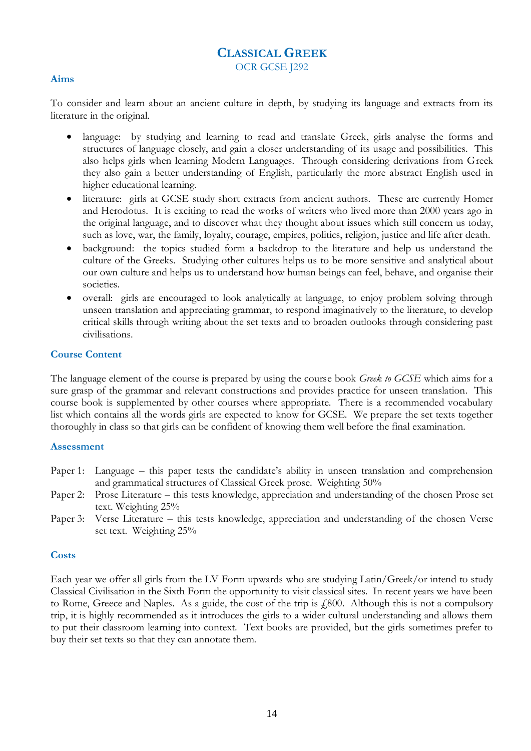# CLASSICAL GREEK

OCR GCSE J292

## Aims

To consider and learn about an ancient culture in depth, by studying its language and extracts from its literature in the original.

- language: by studying and learning to read and translate Greek, girls analyse the forms and structures of language closely, and gain a closer understanding of its usage and possibilities. This also helps girls when learning Modern Languages. Through considering derivations from Greek they also gain a better understanding of English, particularly the more abstract English used in higher educational learning.
- literature: girls at GCSE study short extracts from ancient authors. These are currently Homer and Herodotus. It is exciting to read the works of writers who lived more than 2000 years ago in the original language, and to discover what they thought about issues which still concern us today, such as love, war, the family, loyalty, courage, empires, politics, religion, justice and life after death.
- background: the topics studied form a backdrop to the literature and help us understand the culture of the Greeks. Studying other cultures helps us to be more sensitive and analytical about our own culture and helps us to understand how human beings can feel, behave, and organise their societies.
- overall: girls are encouraged to look analytically at language, to enjoy problem solving through unseen translation and appreciating grammar, to respond imaginatively to the literature, to develop critical skills through writing about the set texts and to broaden outlooks through considering past civilisations.

## Course Content

The language element of the course is prepared by using the course book *Greek to GCSE* which aims for a sure grasp of the grammar and relevant constructions and provides practice for unseen translation. This course book is supplemented by other courses where appropriate. There is a recommended vocabulary list which contains all the words girls are expected to know for GCSE. We prepare the set texts together thoroughly in class so that girls can be confident of knowing them well before the final examination.

## Assessment

Paper 1: Language – this paper tests the candidate's ability in unseen translation and comprehension and grammatical structures of Classical Greek prose. Weighting 50%

Paper 2: Prose Literature – this tests knowledge, appreciation and understanding of the chosen Prose set text. Weighting 25%

Paper 3: Verse Literature – this tests knowledge, appreciation and understanding of the chosen Verse set text. Weighting 25%

## Costs

Each year we offer all girls from the LV Form upwards who are studying Latin/Greek/or intend to study Classical Civilisation in the Sixth Form the opportunity to visit classical sites. In recent years we have been to Rome, Greece and Naples. As a guide, the cost of the trip is £800. Although this is not a compulsory trip, it is highly recommended as it introduces the girls to a wider cultural understanding and allows them to put their classroom learning into context. Text books are provided, but the girls sometimes prefer to buy their set texts so that they can annotate them.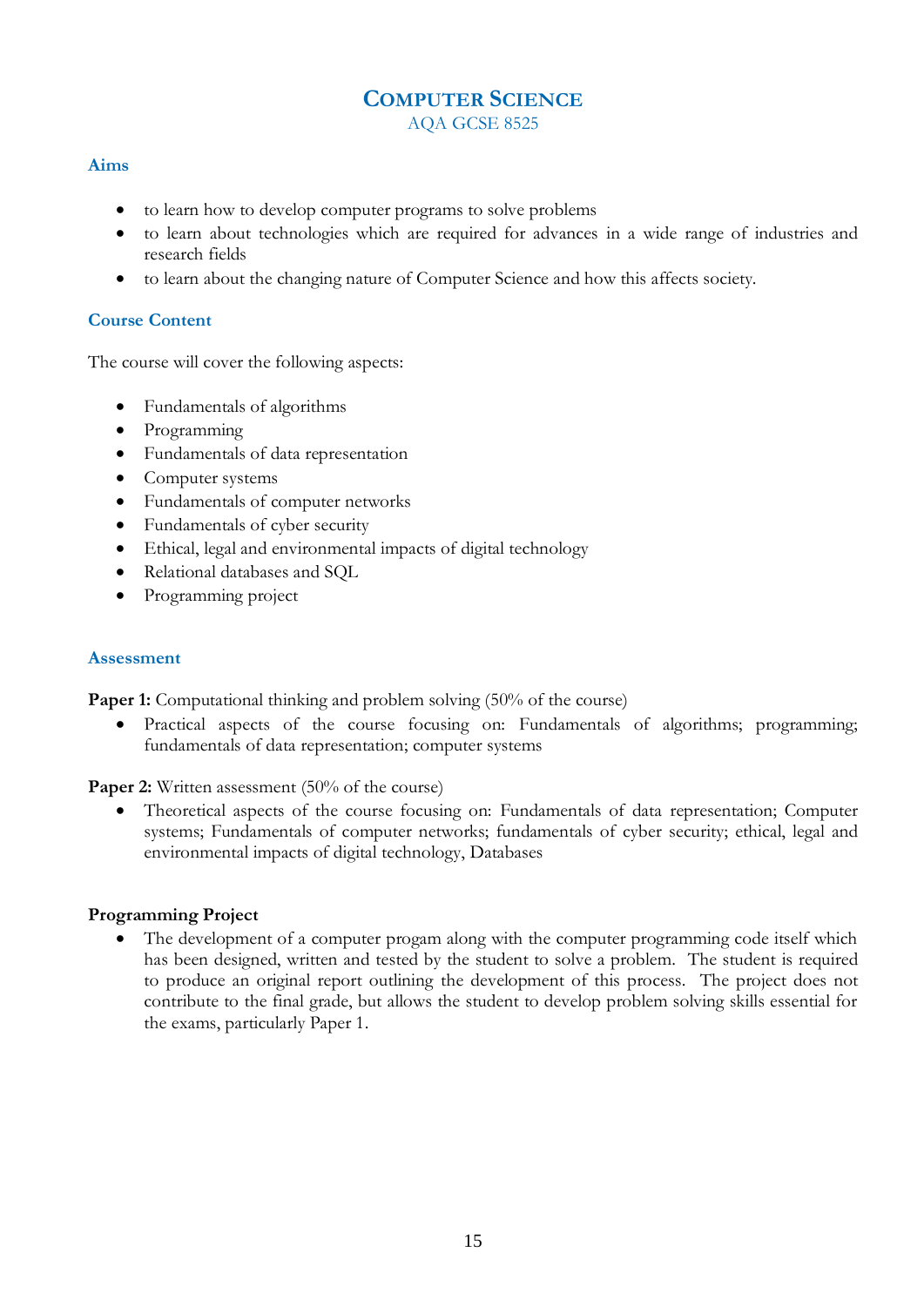# Computer Science

AQA GCSE 8525

## Aims

- to learn how to develop computer programs to solve problems
- to learn about technologies which are required for advances in a wide range of industries and research fields
- to learn about the changing nature of Computer Science and how this affects society.

## Course Content

The course will cover the following aspects:

- Fundamentals of algorithms
- Programming
- Fundamentals of data representation
- Computer systems
- Fundamentals of computer networks
- Fundamentals of cyber security
- Ethical, legal and environmental impacts of digital technology
- Relational databases and SQL
- Programming project

## Assessment

**Paper 1:** Computational thinking and problem solving (50% of the course)

- Practical aspects of the course focusing on: Fundamentals of algorithms; programming; fundamentals of data representation; computer systems

**Paper 2:** Written assessment (50% of the course)

- Theoretical aspects of the course focusing on: Fundamentals of data representation; Computer systems; Fundamentals of computer networks; fundamentals of cyber security; ethical, legal and environmental impacts of digital technology, Databases

**Programming Project**

- The development of a computer progam along with the computer programming code itself which has been designed, written and tested by the student to solve a problem. The student is required to produce an original report outlining the development of this process. The project does not contribute to the final grade, but allows the student to develop problem solving skills essential for the exams, particularly Paper 1.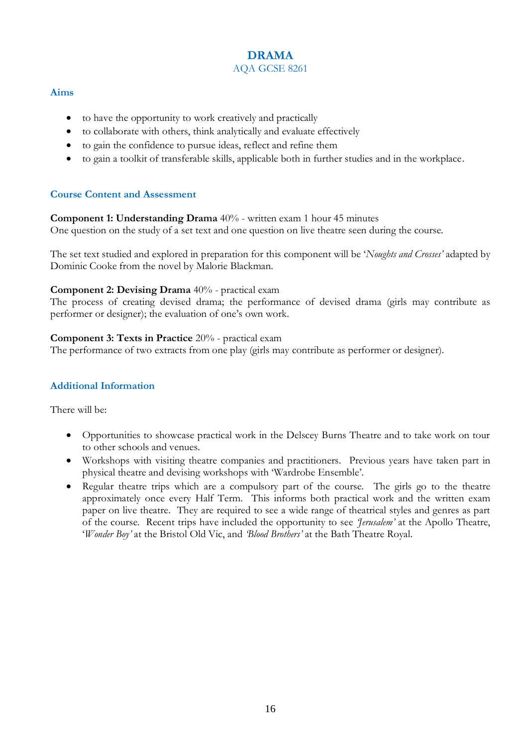# DRAMA

AQA GCSE 8261

## Aims

- to have the opportunity to work creatively and practically
- to collaborate with others, think analytically and evaluate effectively
- to gain the confidence to pursue ideas, reflect and refine them
- to gain a toolkit of transferable skills, applicable both in further studies and in the workplace.

## Course Content and Assessment

**Component 1: Understanding Drama** 40% - written exam 1 hour 45 minutes
One question on the study of a set text and one question on live theatre seen during the course.

The set text studied and explored in preparation for this component will be '*Noughts and Crosses'* adapted by Dominic Cooke from the novel by Malorie Blackman.

**Component 2: Devising Drama** 40% - practical exam
The process of creating devised drama; the performance of devised drama (girls may contribute as performer or designer); the evaluation of one's own work.

**Component 3: Texts in Practice** 20% - practical exam
The performance of two extracts from one play (girls may contribute as performer or designer).

## Additional Information

There will be:

- Opportunities to showcase practical work in the Delscey Burns Theatre and to take work on tour to other schools and venues.
- Workshops with visiting theatre companies and practitioners. Previous years have taken part in physical theatre and devising workshops with 'Wardrobe Ensemble'.
- Regular theatre trips which are a compulsory part of the course. The girls go to the theatre approximately once every Half Term. This informs both practical work and the written exam paper on live theatre. They are required to see a wide range of theatrical styles and genres as part of the course. Recent trips have included the opportunity to see *'Jerusalem'* at the Apollo Theatre, '*Wonder Boy'* at the Bristol Old Vic, and *'Blood Brothers'* at the Bath Theatre Royal.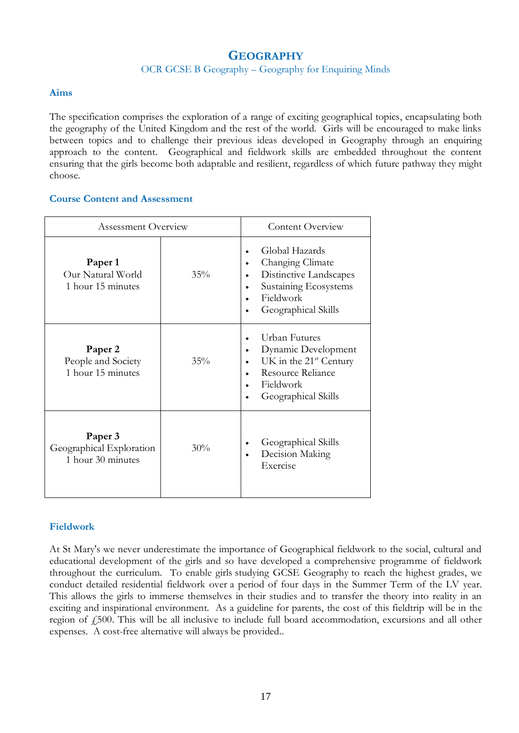# GEOGRAPHY

OCR GCSE B Geography – Geography for Enquiring Minds

### Aims

The specification comprises the exploration of a range of exciting geographical topics, encapsulating both the geography of the United Kingdom and the rest of the world. Girls will be encouraged to make links between topics and to challenge their previous ideas developed in Geography through an enquiring approach to the content. Geographical and fieldwork skills are embedded throughout the content ensuring that the girls become both adaptable and resilient, regardless of which future pathway they might choose.

### Course Content and Assessment

| Assessment Overview | | Content Overview |
|---|---|---|
| **Paper 1**<br>Our Natural World<br>1 hour 15 minutes | 35% | • Global Hazards<br>• Changing Climate<br>• Distinctive Landscapes<br>• Sustaining Ecosystems<br>• Fieldwork<br>• Geographical Skills |
| **Paper 2**<br>People and Society<br>1 hour 15 minutes | 35% | • Urban Futures<br>• Dynamic Development<br>• UK in the 21st Century<br>• Resource Reliance<br>• Fieldwork<br>• Geographical Skills |
| **Paper 3**<br>Geographical Exploration<br>1 hour 30 minutes | 30% | • Geographical Skills<br>• Decision Making Exercise |

### Fieldwork

At St Mary's we never underestimate the importance of Geographical fieldwork to the social, cultural and educational development of the girls and so have developed a comprehensive programme of fieldwork throughout the curriculum. To enable girls studying GCSE Geography to reach the highest grades, we conduct detailed residential fieldwork over a period of four days in the Summer Term of the LV year. This allows the girls to immerse themselves in their studies and to transfer the theory into reality in an exciting and inspirational environment. As a guideline for parents, the cost of this fieldtrip will be in the region of £500. This will be all inclusive to include full board accommodation, excursions and all other expenses. A cost-free alternative will always be provided..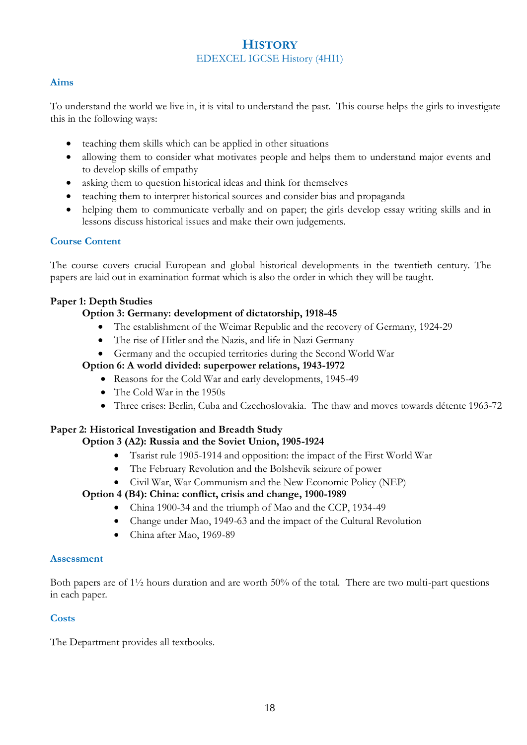# History

EDEXCEL IGCSE History (4HI1)

## Aims

To understand the world we live in, it is vital to understand the past. This course helps the girls to investigate this in the following ways:

- teaching them skills which can be applied in other situations
- allowing them to consider what motivates people and helps them to understand major events and to develop skills of empathy
- asking them to question historical ideas and think for themselves
- teaching them to interpret historical sources and consider bias and propaganda
- helping them to communicate verbally and on paper; the girls develop essay writing skills and in lessons discuss historical issues and make their own judgements.

## Course Content

The course covers crucial European and global historical developments in the twentieth century. The papers are laid out in examination format which is also the order in which they will be taught.

**Paper 1: Depth Studies**

**Option 3: Germany: development of dictatorship, 1918-45**

- The establishment of the Weimar Republic and the recovery of Germany, 1924-29
- The rise of Hitler and the Nazis, and life in Nazi Germany
- Germany and the occupied territories during the Second World War

**Option 6: A world divided: superpower relations, 1943-1972**

- Reasons for the Cold War and early developments, 1945-49
- The Cold War in the 1950s
- Three crises: Berlin, Cuba and Czechoslovakia. The thaw and moves towards détente 1963-72

**Paper 2: Historical Investigation and Breadth Study**

**Option 3 (A2): Russia and the Soviet Union, 1905-1924**

- Tsarist rule 1905-1914 and opposition: the impact of the First World War
- The February Revolution and the Bolshevik seizure of power
- Civil War, War Communism and the New Economic Policy (NEP)

**Option 4 (B4): China: conflict, crisis and change, 1900-1989**

- China 1900-34 and the triumph of Mao and the CCP, 1934-49
- Change under Mao, 1949-63 and the impact of the Cultural Revolution
- China after Mao, 1969-89

## Assessment

Both papers are of 1½ hours duration and are worth 50% of the total. There are two multi-part questions in each paper.

## Costs

The Department provides all textbooks.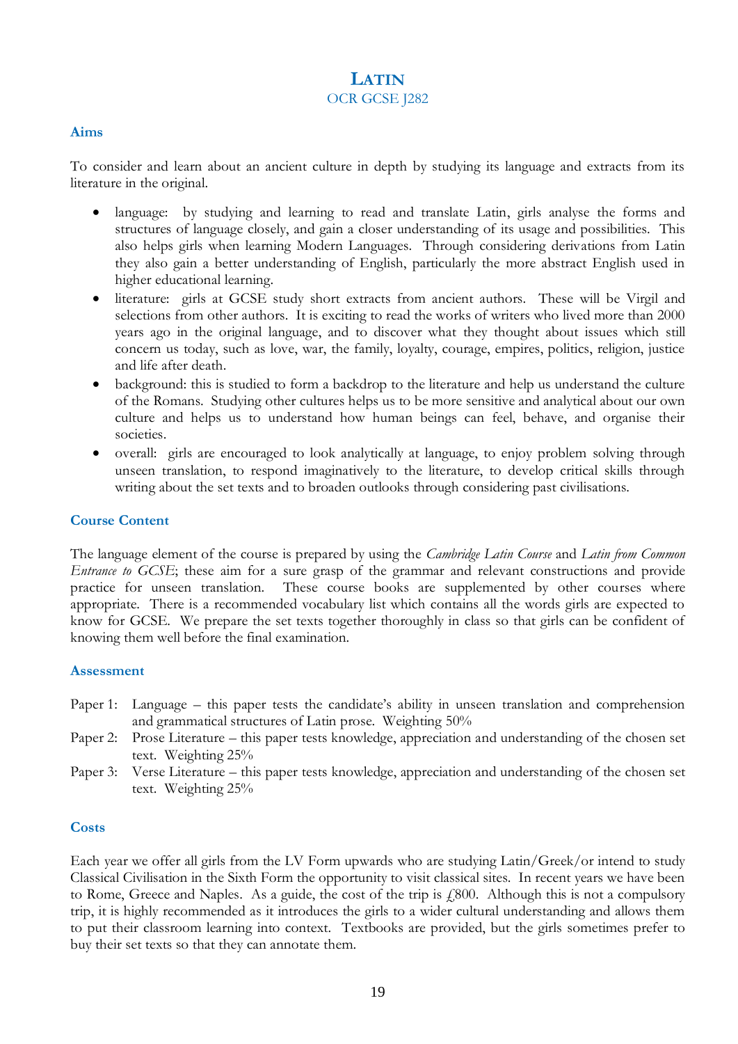# LATIN

OCR GCSE J282

## Aims

To consider and learn about an ancient culture in depth by studying its language and extracts from its literature in the original.

- language: by studying and learning to read and translate Latin, girls analyse the forms and structures of language closely, and gain a closer understanding of its usage and possibilities. This also helps girls when learning Modern Languages. Through considering derivations from Latin they also gain a better understanding of English, particularly the more abstract English used in higher educational learning.
- literature: girls at GCSE study short extracts from ancient authors. These will be Virgil and selections from other authors. It is exciting to read the works of writers who lived more than 2000 years ago in the original language, and to discover what they thought about issues which still concern us today, such as love, war, the family, loyalty, courage, empires, politics, religion, justice and life after death.
- background: this is studied to form a backdrop to the literature and help us understand the culture of the Romans. Studying other cultures helps us to be more sensitive and analytical about our own culture and helps us to understand how human beings can feel, behave, and organise their societies.
- overall: girls are encouraged to look analytically at language, to enjoy problem solving through unseen translation, to respond imaginatively to the literature, to develop critical skills through writing about the set texts and to broaden outlooks through considering past civilisations.

## Course Content

The language element of the course is prepared by using the *Cambridge Latin Course* and *Latin from Common Entrance to GCSE*; these aim for a sure grasp of the grammar and relevant constructions and provide practice for unseen translation. These course books are supplemented by other courses where appropriate. There is a recommended vocabulary list which contains all the words girls are expected to know for GCSE. We prepare the set texts together thoroughly in class so that girls can be confident of knowing them well before the final examination.

## Assessment

Paper 1: Language – this paper tests the candidate's ability in unseen translation and comprehension and grammatical structures of Latin prose. Weighting 50%

Paper 2: Prose Literature – this paper tests knowledge, appreciation and understanding of the chosen set text. Weighting 25%

Paper 3: Verse Literature – this paper tests knowledge, appreciation and understanding of the chosen set text. Weighting 25%

## Costs

Each year we offer all girls from the LV Form upwards who are studying Latin/Greek/or intend to study Classical Civilisation in the Sixth Form the opportunity to visit classical sites. In recent years we have been to Rome, Greece and Naples. As a guide, the cost of the trip is £800. Although this is not a compulsory trip, it is highly recommended as it introduces the girls to a wider cultural understanding and allows them to put their classroom learning into context. Textbooks are provided, but the girls sometimes prefer to buy their set texts so that they can annotate them.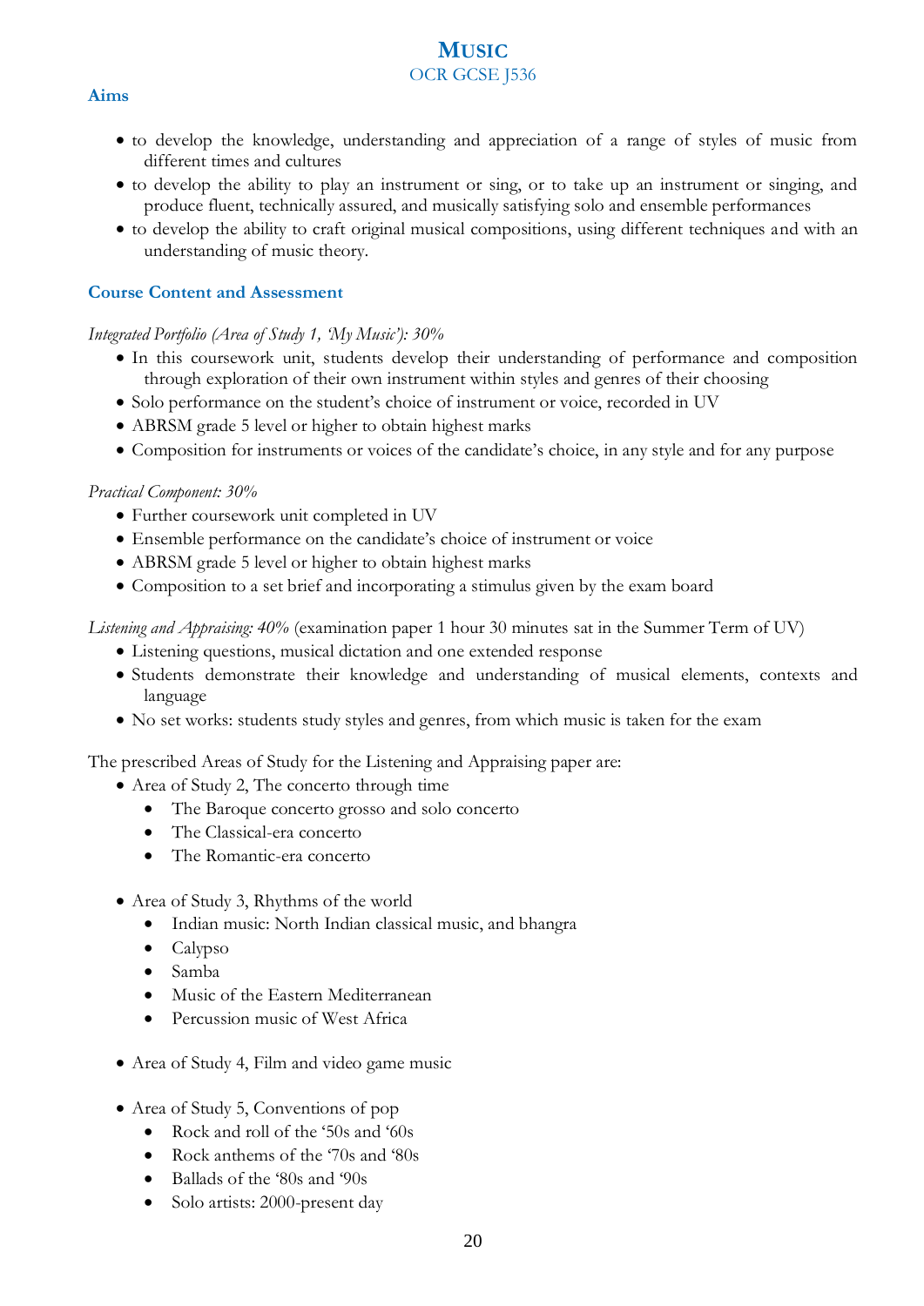# Music

OCR GCSE J536

## Aims

- to develop the knowledge, understanding and appreciation of a range of styles of music from different times and cultures
- to develop the ability to play an instrument or sing, or to take up an instrument or singing, and produce fluent, technically assured, and musically satisfying solo and ensemble performances
- to develop the ability to craft original musical compositions, using different techniques and with an understanding of music theory.

## Course Content and Assessment

*Integrated Portfolio (Area of Study 1, 'My Music'): 30%*

- In this coursework unit, students develop their understanding of performance and composition through exploration of their own instrument within styles and genres of their choosing
- Solo performance on the student's choice of instrument or voice, recorded in UV
- ABRSM grade 5 level or higher to obtain highest marks
- Composition for instruments or voices of the candidate's choice, in any style and for any purpose

*Practical Component: 30%*

- Further coursework unit completed in UV
- Ensemble performance on the candidate's choice of instrument or voice
- ABRSM grade 5 level or higher to obtain highest marks
- Composition to a set brief and incorporating a stimulus given by the exam board

*Listening and Appraising: 40%* (examination paper 1 hour 30 minutes sat in the Summer Term of UV)

- Listening questions, musical dictation and one extended response
- Students demonstrate their knowledge and understanding of musical elements, contexts and language
- No set works: students study styles and genres, from which music is taken for the exam

The prescribed Areas of Study for the Listening and Appraising paper are:

- Area of Study 2, The concerto through time
  - The Baroque concerto grosso and solo concerto
  - The Classical-era concerto
  - The Romantic-era concerto
- Area of Study 3, Rhythms of the world
  - Indian music: North Indian classical music, and bhangra
  - Calypso
  - Samba
  - Music of the Eastern Mediterranean
  - Percussion music of West Africa
- Area of Study 4, Film and video game music
- Area of Study 5, Conventions of pop
  - Rock and roll of the '50s and '60s
  - Rock anthems of the '70s and '80s
  - Ballads of the '80s and '90s
  - Solo artists: 2000-present day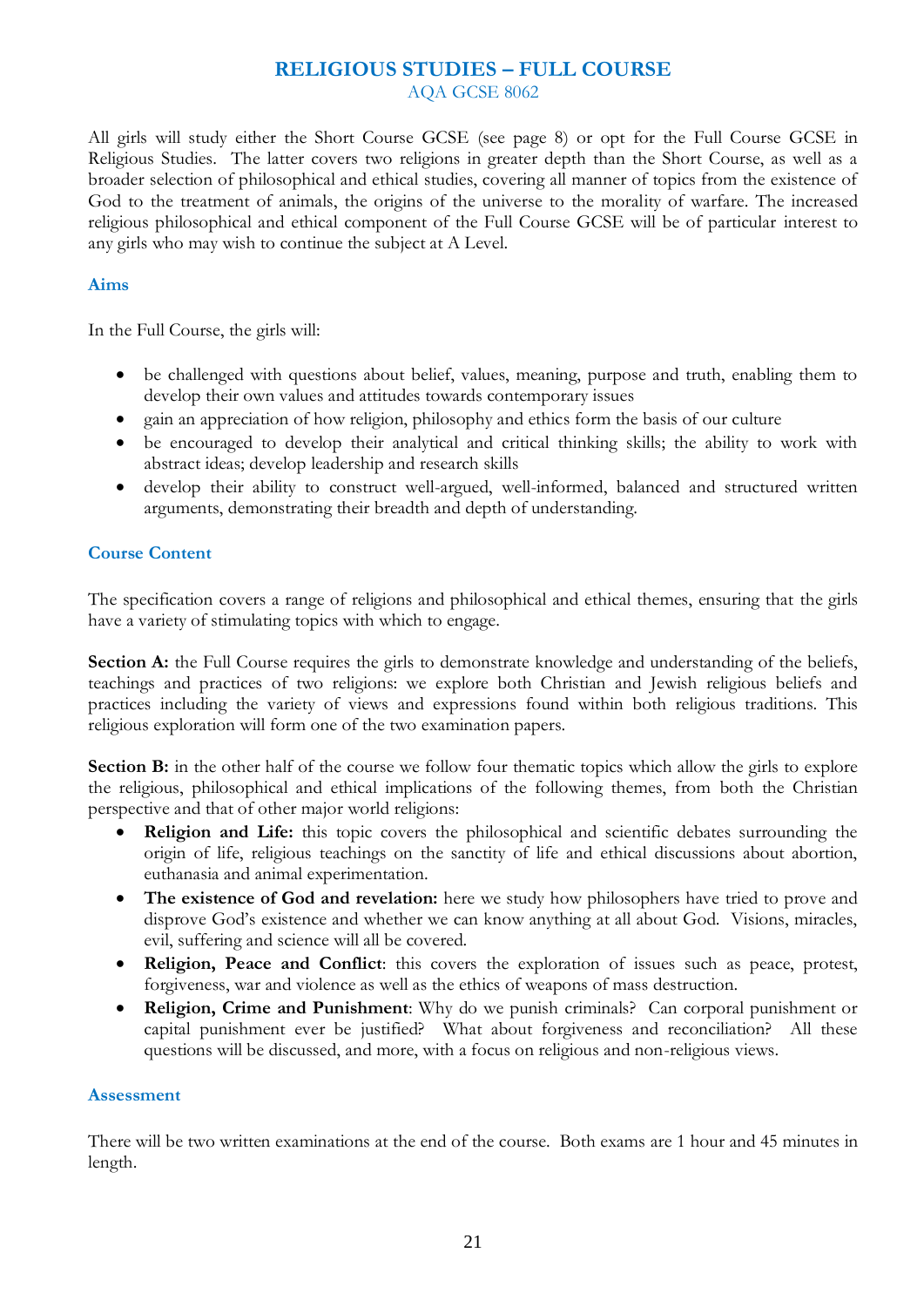# RELIGIOUS STUDIES – FULL COURSE

AQA GCSE 8062

All girls will study either the Short Course GCSE (see page 8) or opt for the Full Course GCSE in Religious Studies. The latter covers two religions in greater depth than the Short Course, as well as a broader selection of philosophical and ethical studies, covering all manner of topics from the existence of God to the treatment of animals, the origins of the universe to the morality of warfare. The increased religious philosophical and ethical component of the Full Course GCSE will be of particular interest to any girls who may wish to continue the subject at A Level.

## Aims

In the Full Course, the girls will:

- be challenged with questions about belief, values, meaning, purpose and truth, enabling them to develop their own values and attitudes towards contemporary issues
- gain an appreciation of how religion, philosophy and ethics form the basis of our culture
- be encouraged to develop their analytical and critical thinking skills; the ability to work with abstract ideas; develop leadership and research skills
- develop their ability to construct well-argued, well-informed, balanced and structured written arguments, demonstrating their breadth and depth of understanding.

## Course Content

The specification covers a range of religions and philosophical and ethical themes, ensuring that the girls have a variety of stimulating topics with which to engage.

**Section A:** the Full Course requires the girls to demonstrate knowledge and understanding of the beliefs, teachings and practices of two religions: we explore both Christian and Jewish religious beliefs and practices including the variety of views and expressions found within both religious traditions. This religious exploration will form one of the two examination papers.

**Section B:** in the other half of the course we follow four thematic topics which allow the girls to explore the religious, philosophical and ethical implications of the following themes, from both the Christian perspective and that of other major world religions:

- **Religion and Life:** this topic covers the philosophical and scientific debates surrounding the origin of life, religious teachings on the sanctity of life and ethical discussions about abortion, euthanasia and animal experimentation.
- **The existence of God and revelation:** here we study how philosophers have tried to prove and disprove God's existence and whether we can know anything at all about God. Visions, miracles, evil, suffering and science will all be covered.
- **Religion, Peace and Conflict**: this covers the exploration of issues such as peace, protest, forgiveness, war and violence as well as the ethics of weapons of mass destruction.
- **Religion, Crime and Punishment**: Why do we punish criminals? Can corporal punishment or capital punishment ever be justified? What about forgiveness and reconciliation? All these questions will be discussed, and more, with a focus on religious and non-religious views.

## Assessment

There will be two written examinations at the end of the course. Both exams are 1 hour and 45 minutes in length.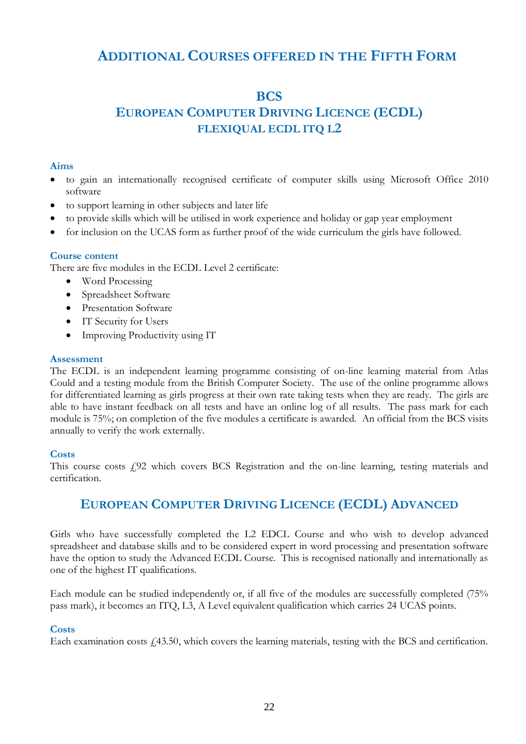# Additional Courses offered in the Fifth Form

## BCS
## European Computer Driving Licence (ECDL)
### FLEXIQUAL ECDL ITQ L2

### Aims

- to gain an internationally recognised certificate of computer skills using Microsoft Office 2010 software
- to support learning in other subjects and later life
- to provide skills which will be utilised in work experience and holiday or gap year employment
- for inclusion on the UCAS form as further proof of the wide curriculum the girls have followed.

### Course content

There are five modules in the ECDL Level 2 certificate:

- Word Processing
- Spreadsheet Software
- Presentation Software
- IT Security for Users
- Improving Productivity using IT

### Assessment

The ECDL is an independent learning programme consisting of on-line learning material from Atlas Could and a testing module from the British Computer Society. The use of the online programme allows for differentiated learning as girls progress at their own rate taking tests when they are ready. The girls are able to have instant feedback on all tests and have an online log of all results. The pass mark for each module is 75%; on completion of the five modules a certificate is awarded. An official from the BCS visits annually to verify the work externally.

### Costs

This course costs £92 which covers BCS Registration and the on-line learning, testing materials and certification.

## European Computer Driving Licence (ECDL) Advanced

Girls who have successfully completed the L2 EDCL Course and who wish to develop advanced spreadsheet and database skills and to be considered expert in word processing and presentation software have the option to study the Advanced ECDL Course. This is recognised nationally and internationally as one of the highest IT qualifications.

Each module can be studied independently or, if all five of the modules are successfully completed (75% pass mark), it becomes an ITQ, L3, A Level equivalent qualification which carries 24 UCAS points.

### Costs

Each examination costs £43.50, which covers the learning materials, testing with the BCS and certification.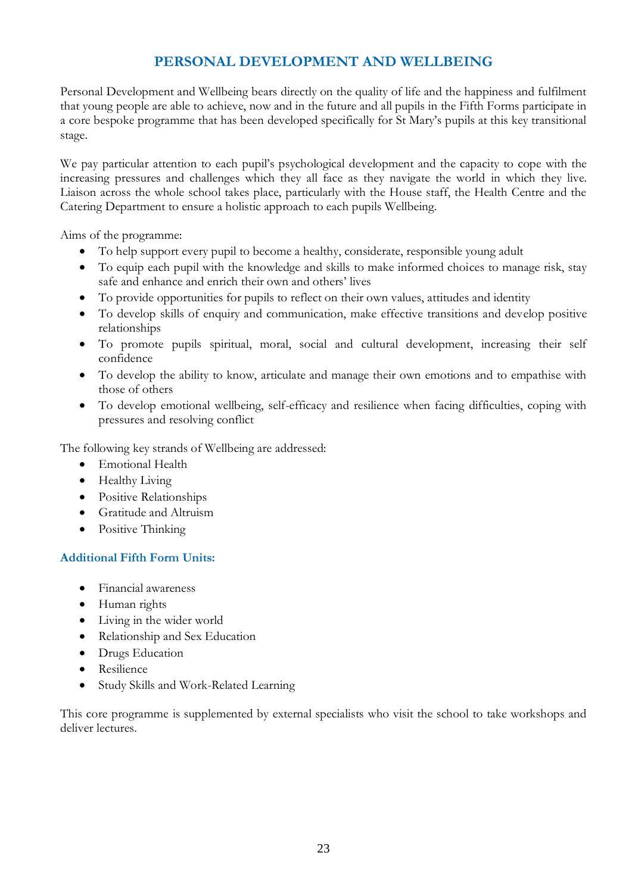## PERSONAL DEVELOPMENT AND WELLBEING

Personal Development and Wellbeing bears directly on the quality of life and the happiness and fulfilment that young people are able to achieve, now and in the future and all pupils in the Fifth Forms participate in a core bespoke programme that has been developed specifically for St Mary's pupils at this key transitional stage.

We pay particular attention to each pupil's psychological development and the capacity to cope with the increasing pressures and challenges which they all face as they navigate the world in which they live. Liaison across the whole school takes place, particularly with the House staff, the Health Centre and the Catering Department to ensure a holistic approach to each pupils Wellbeing.

Aims of the programme:

- To help support every pupil to become a healthy, considerate, responsible young adult
- To equip each pupil with the knowledge and skills to make informed choices to manage risk, stay safe and enhance and enrich their own and others' lives
- To provide opportunities for pupils to reflect on their own values, attitudes and identity
- To develop skills of enquiry and communication, make effective transitions and develop positive relationships
- To promote pupils spiritual, moral, social and cultural development, increasing their self confidence
- To develop the ability to know, articulate and manage their own emotions and to empathise with those of others
- To develop emotional wellbeing, self-efficacy and resilience when facing difficulties, coping with pressures and resolving conflict

The following key strands of Wellbeing are addressed:

- Emotional Health
- Healthy Living
- Positive Relationships
- Gratitude and Altruism
- Positive Thinking

### Additional Fifth Form Units:

- Financial awareness
- Human rights
- Living in the wider world
- Relationship and Sex Education
- Drugs Education
- Resilience
- Study Skills and Work-Related Learning

This core programme is supplemented by external specialists who visit the school to take workshops and deliver lectures.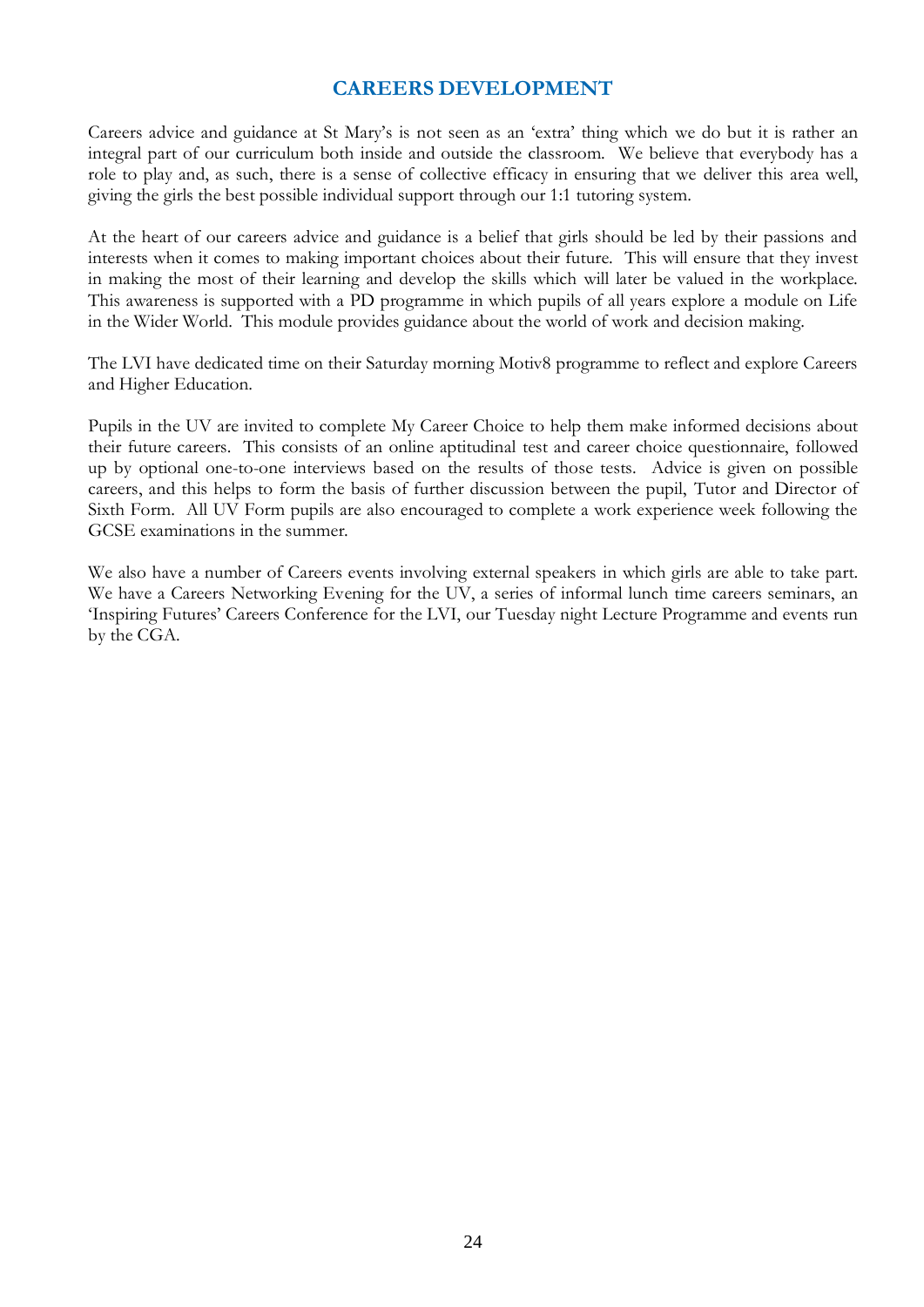# CAREERS DEVELOPMENT

Careers advice and guidance at St Mary's is not seen as an 'extra' thing which we do but it is rather an integral part of our curriculum both inside and outside the classroom. We believe that everybody has a role to play and, as such, there is a sense of collective efficacy in ensuring that we deliver this area well, giving the girls the best possible individual support through our 1:1 tutoring system.

At the heart of our careers advice and guidance is a belief that girls should be led by their passions and interests when it comes to making important choices about their future. This will ensure that they invest in making the most of their learning and develop the skills which will later be valued in the workplace. This awareness is supported with a PD programme in which pupils of all years explore a module on Life in the Wider World. This module provides guidance about the world of work and decision making.

The LVI have dedicated time on their Saturday morning Motiv8 programme to reflect and explore Careers and Higher Education.

Pupils in the UV are invited to complete My Career Choice to help them make informed decisions about their future careers. This consists of an online aptitudinal test and career choice questionnaire, followed up by optional one-to-one interviews based on the results of those tests. Advice is given on possible careers, and this helps to form the basis of further discussion between the pupil, Tutor and Director of Sixth Form. All UV Form pupils are also encouraged to complete a work experience week following the GCSE examinations in the summer.

We also have a number of Careers events involving external speakers in which girls are able to take part. We have a Careers Networking Evening for the UV, a series of informal lunch time careers seminars, an 'Inspiring Futures' Careers Conference for the LVI, our Tuesday night Lecture Programme and events run by the CGA.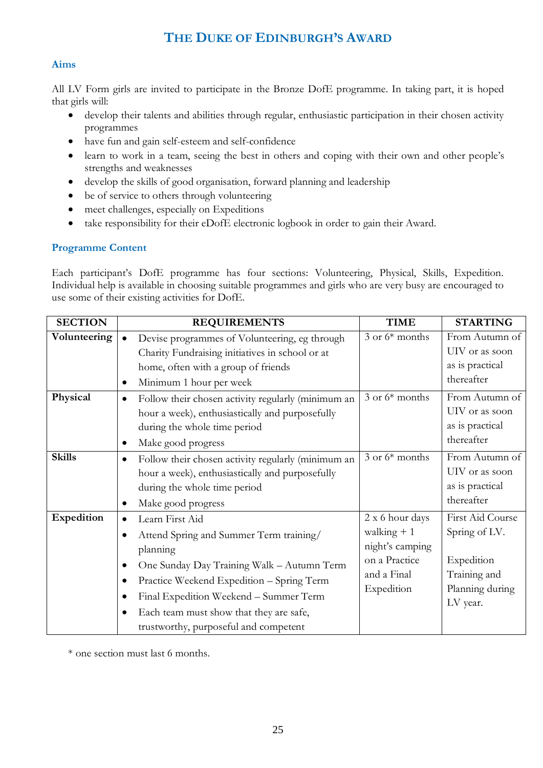# THE DUKE OF EDINBURGH'S AWARD

### Aims

All LV Form girls are invited to participate in the Bronze DofE programme. In taking part, it is hoped that girls will:

- develop their talents and abilities through regular, enthusiastic participation in their chosen activity programmes
- have fun and gain self-esteem and self-confidence
- learn to work in a team, seeing the best in others and coping with their own and other people's strengths and weaknesses
- develop the skills of good organisation, forward planning and leadership
- be of service to others through volunteering
- meet challenges, especially on Expeditions
- take responsibility for their eDofE electronic logbook in order to gain their Award.

### Programme Content

Each participant's DofE programme has four sections: Volunteering, Physical, Skills, Expedition. Individual help is available in choosing suitable programmes and girls who are very busy are encouraged to use some of their existing activities for DofE.

| SECTION | REQUIREMENTS | TIME | STARTING |
|---|---|---|---|
| **Volunteering** | • Devise programmes of Volunteering, eg through Charity Fundraising initiatives in school or at home, often with a group of friends<br>• Minimum 1 hour per week | 3 or 6* months | From Autumn of UIV or as soon as is practical thereafter |
| **Physical** | • Follow their chosen activity regularly (minimum an hour a week), enthusiastically and purposefully during the whole time period<br>• Make good progress | 3 or 6* months | From Autumn of UIV or as soon as is practical thereafter |
| **Skills** | • Follow their chosen activity regularly (minimum an hour a week), enthusiastically and purposefully during the whole time period<br>• Make good progress | 3 or 6* months | From Autumn of UIV or as soon as is practical thereafter |
| **Expedition** | • Learn First Aid<br>• Attend Spring and Summer Term training/ planning<br>• One Sunday Day Training Walk – Autumn Term<br>• Practice Weekend Expedition – Spring Term<br>• Final Expedition Weekend – Summer Term<br>• Each team must show that they are safe, trustworthy, purposeful and competent | 2 x 6 hour days walking + 1 night's camping on a Practice and a Final Expedition | First Aid Course Spring of LV.<br><br>Expedition Training and Planning during LV year. |

\* one section must last 6 months.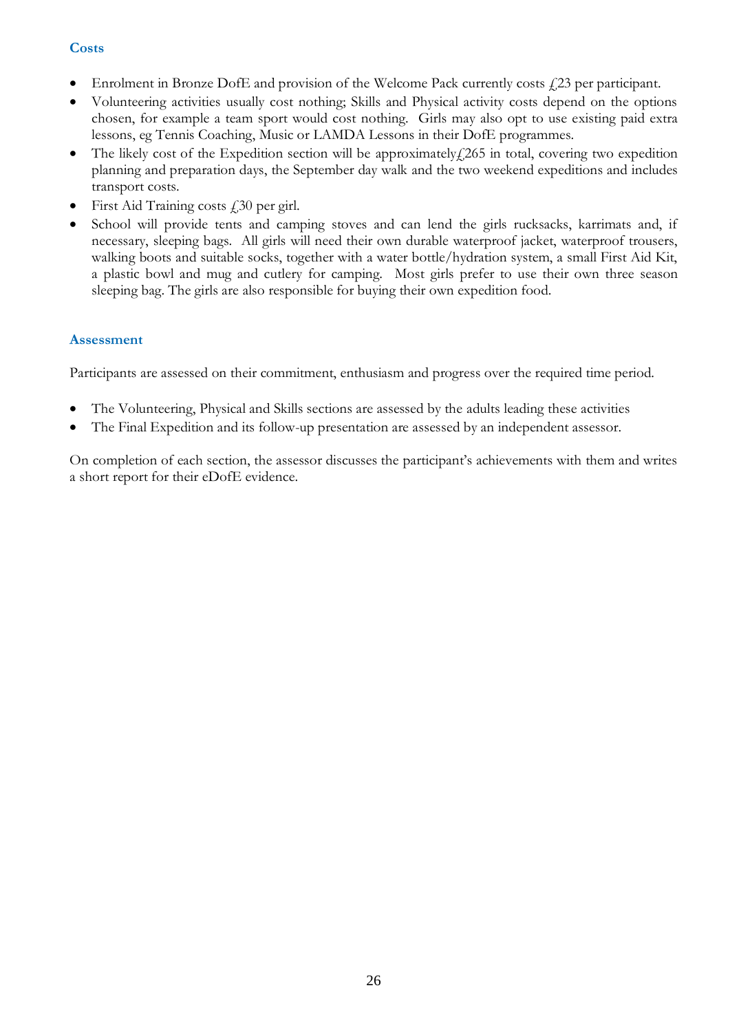### Costs

- Enrolment in Bronze DofE and provision of the Welcome Pack currently costs £23 per participant.
- Volunteering activities usually cost nothing; Skills and Physical activity costs depend on the options chosen, for example a team sport would cost nothing. Girls may also opt to use existing paid extra lessons, eg Tennis Coaching, Music or LAMDA Lessons in their DofE programmes.
- The likely cost of the Expedition section will be approximately£265 in total, covering two expedition planning and preparation days, the September day walk and the two weekend expeditions and includes transport costs.
- First Aid Training costs £30 per girl.
- School will provide tents and camping stoves and can lend the girls rucksacks, karrimats and, if necessary, sleeping bags. All girls will need their own durable waterproof jacket, waterproof trousers, walking boots and suitable socks, together with a water bottle/hydration system, a small First Aid Kit, a plastic bowl and mug and cutlery for camping. Most girls prefer to use their own three season sleeping bag. The girls are also responsible for buying their own expedition food.

### Assessment

Participants are assessed on their commitment, enthusiasm and progress over the required time period.

- The Volunteering, Physical and Skills sections are assessed by the adults leading these activities
- The Final Expedition and its follow-up presentation are assessed by an independent assessor.

On completion of each section, the assessor discusses the participant's achievements with them and writes a short report for their eDofE evidence.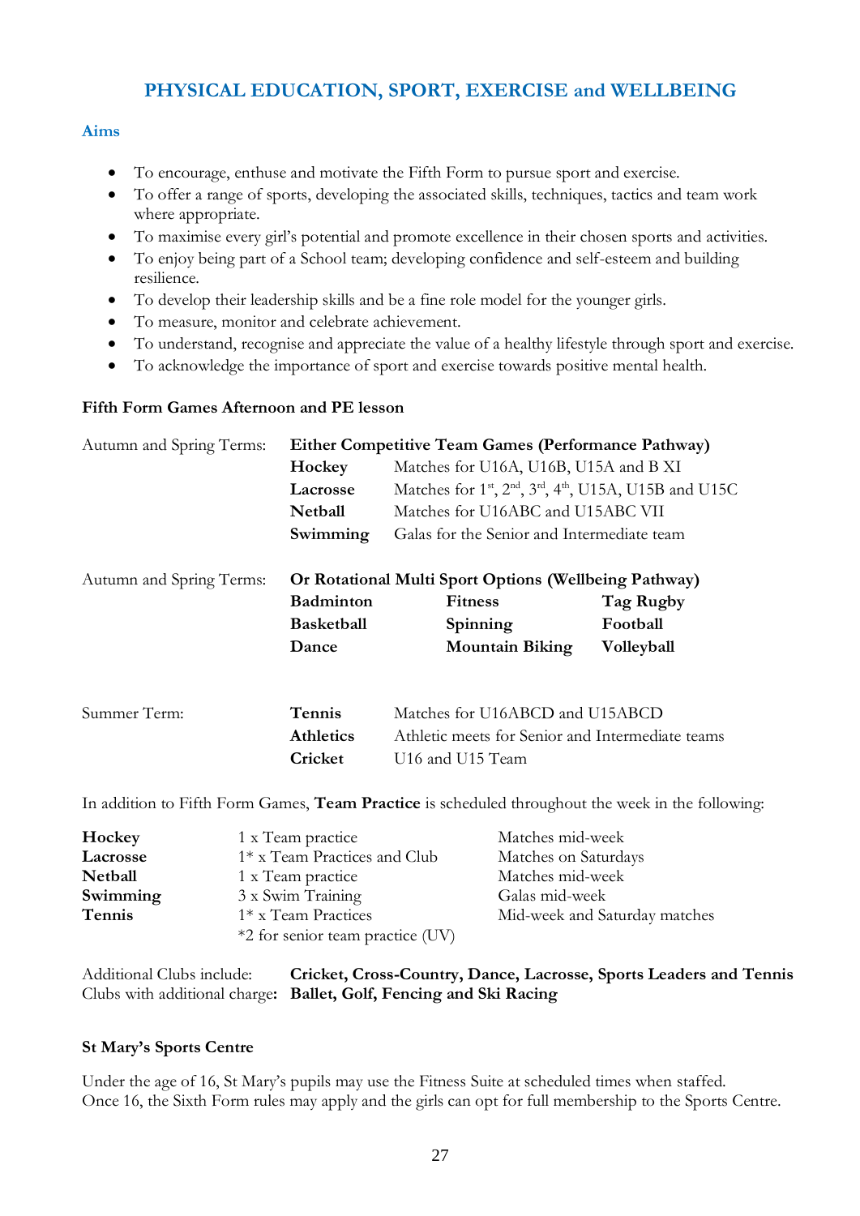## PHYSICAL EDUCATION, SPORT, EXERCISE and WELLBEING

### Aims

- To encourage, enthuse and motivate the Fifth Form to pursue sport and exercise.
- To offer a range of sports, developing the associated skills, techniques, tactics and team work where appropriate.
- To maximise every girl's potential and promote excellence in their chosen sports and activities.
- To enjoy being part of a School team; developing confidence and self-esteem and building resilience.
- To develop their leadership skills and be a fine role model for the younger girls.
- To measure, monitor and celebrate achievement.
- To understand, recognise and appreciate the value of a healthy lifestyle through sport and exercise.
- To acknowledge the importance of sport and exercise towards positive mental health.

### Fifth Form Games Afternoon and PE lesson

Autumn and Spring Terms: **Either Competitive Team Games (Performance Pathway)**

| | |
|---|---|
| **Hockey** | Matches for U16A, U16B, U15A and B XI |
| **Lacrosse** | Matches for 1st, 2nd, 3rd, 4th, U15A, U15B and U15C |
| **Netball** | Matches for U16ABC and U15ABC VII |
| **Swimming** | Galas for the Senior and Intermediate team |

Autumn and Spring Terms: **Or Rotational Multi Sport Options (Wellbeing Pathway)**

| | | |
|---|---|---|
| **Badminton** | **Fitness** | **Tag Rugby** |
| **Basketball** | **Spinning** | **Football** |
| **Dance** | **Mountain Biking** | **Volleyball** |

Summer Term:

| | |
|---|---|
| **Tennis** | Matches for U16ABCD and U15ABCD |
| **Athletics** | Athletic meets for Senior and Intermediate teams |
| **Cricket** | U16 and U15 Team |

In addition to Fifth Form Games, **Team Practice** is scheduled throughout the week in the following:

| | | |
|---|---|---|
| **Hockey** | 1 x Team practice | Matches mid-week |
| **Lacrosse** | 1* x Team Practices and Club | Matches on Saturdays |
| **Netball** | 1 x Team practice | Matches mid-week |
| **Swimming** | 3 x Swim Training | Galas mid-week |
| **Tennis** | 1* x Team Practices | Mid-week and Saturday matches |
| | *2 for senior team practice (UV) | |

Additional Clubs include: **Cricket, Cross-Country, Dance, Lacrosse, Sports Leaders and Tennis**
Clubs with additional charge**: Ballet, Golf, Fencing and Ski Racing**

### St Mary's Sports Centre

Under the age of 16, St Mary's pupils may use the Fitness Suite at scheduled times when staffed.
Once 16, the Sixth Form rules may apply and the girls can opt for full membership to the Sports Centre.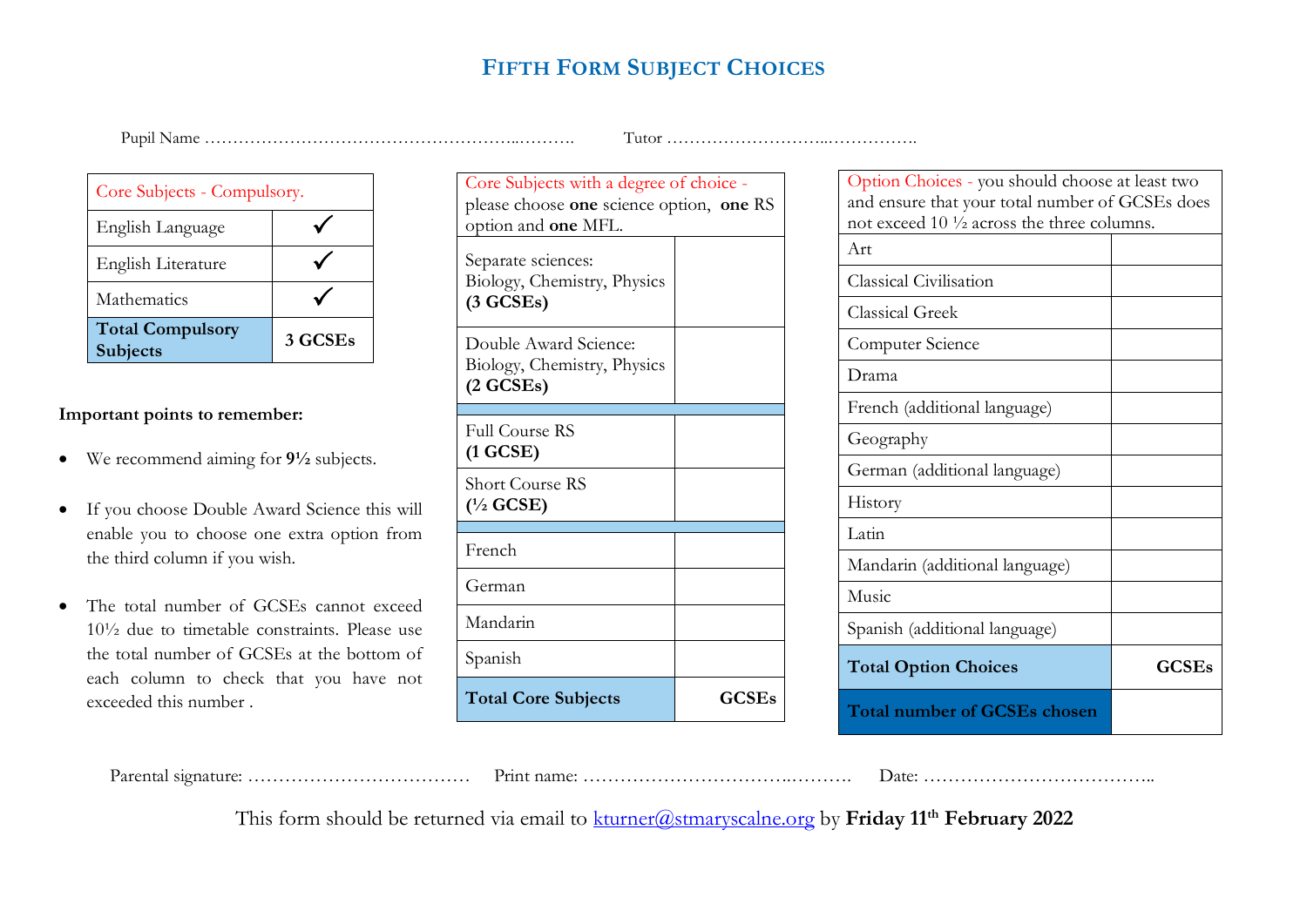# FIFTH FORM SUBJECT CHOICES

Pupil Name ……………………………………………...………. Tutor ……………………...…………….

| Core Subjects - Compulsory. | |
|---|---|
| English Language | ✓ |
| English Literature | ✓ |
| Mathematics | ✓ |
| **Total Compulsory Subjects** | **3 GCSEs** |

**Important points to remember:**

- We recommend aiming for **9½** subjects.
- If you choose Double Award Science this will enable you to choose one extra option from the third column if you wish.
- The total number of GCSEs cannot exceed 10½ due to timetable constraints. Please use the total number of GCSEs at the bottom of each column to check that you have not exceeded this number .

| Core Subjects with a degree of choice - please choose **one** science option, **one** RS option and **one** MFL. | |
|---|---|
| Separate sciences: Biology, Chemistry, Physics **(3 GCSEs)** | |
| Double Award Science: Biology, Chemistry, Physics **(2 GCSEs)** | |
| Full Course RS **(1 GCSE)** | |
| Short Course RS **(½ GCSE)** | |
| French | |
| German | |
| Mandarin | |
| Spanish | |
| **Total Core Subjects** | **GCSEs** |

| Option Choices - you should choose at least two and ensure that your total number of GCSEs does not exceed 10 ½ across the three columns. | |
|---|---|
| Art | |
| Classical Civilisation | |
| Classical Greek | |
| Computer Science | |
| Drama | |
| French (additional language) | |
| Geography | |
| German (additional language) | |
| History | |
| Latin | |
| Mandarin (additional language) | |
| Music | |
| Spanish (additional language) | |
| **Total Option Choices** | **GCSEs** |
| **Total number of GCSEs chosen** | |

Parental signature: ……………………………… Print name: …………………………..………. Date: ………………………………..

This form should be returned via email to kturner@stmaryscalne.org by **Friday 11th February 2022**